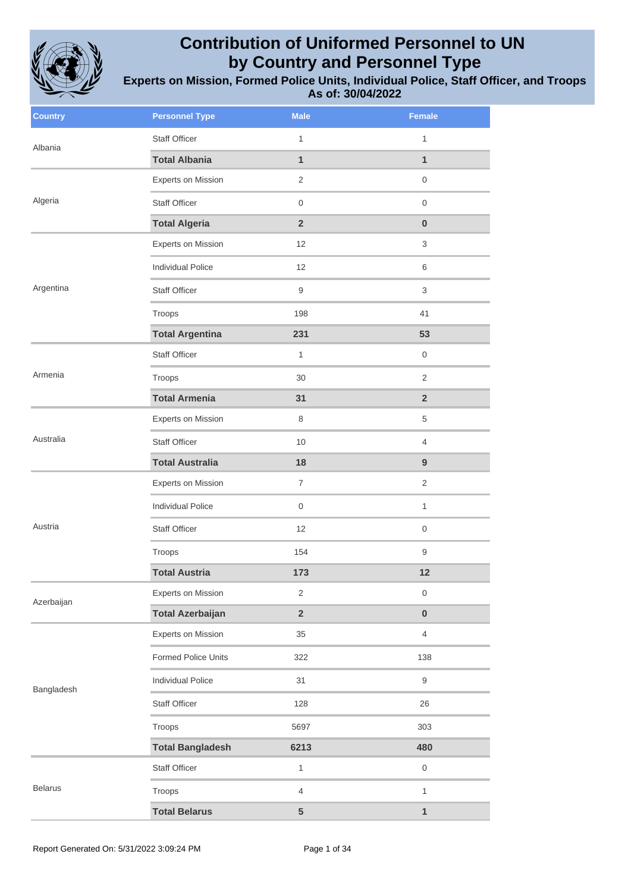# Contribution of Uniformed Personnel to UN by Country and Personnel Type

## Experts on Mission, Formed Police Units, Individual Police, Staff Officer, and Troops

### As of: 30/04/2022

| Country | Personnel Type | Male | Female |
|---|---|---|---|
| Albania | Staff Officer | 1 | 1 |
| | **Total Albania** | **1** | **1** |
| Algeria | Experts on Mission | 2 | 0 |
| | Staff Officer | 0 | 0 |
| | **Total Algeria** | **2** | **0** |
| Argentina | Experts on Mission | 12 | 3 |
| | Individual Police | 12 | 6 |
| | Staff Officer | 9 | 3 |
| | Troops | 198 | 41 |
| | **Total Argentina** | **231** | **53** |
| Armenia | Staff Officer | 1 | 0 |
| | Troops | 30 | 2 |
| | **Total Armenia** | **31** | **2** |
| Australia | Experts on Mission | 8 | 5 |
| | Staff Officer | 10 | 4 |
| | **Total Australia** | **18** | **9** |
| Austria | Experts on Mission | 7 | 2 |
| | Individual Police | 0 | 1 |
| | Staff Officer | 12 | 0 |
| | Troops | 154 | 9 |
| | **Total Austria** | **173** | **12** |
| Azerbaijan | Experts on Mission | 2 | 0 |
| | **Total Azerbaijan** | **2** | **0** |
| Bangladesh | Experts on Mission | 35 | 4 |
| | Formed Police Units | 322 | 138 |
| | Individual Police | 31 | 9 |
| | Staff Officer | 128 | 26 |
| | Troops | 5697 | 303 |
| | **Total Bangladesh** | **6213** | **480** |
| Belarus | Staff Officer | 1 | 0 |
| | Troops | 4 | 1 |
| | **Total Belarus** | **5** | **1** |

Report Generated On: 5/31/2022 3:09:24 PM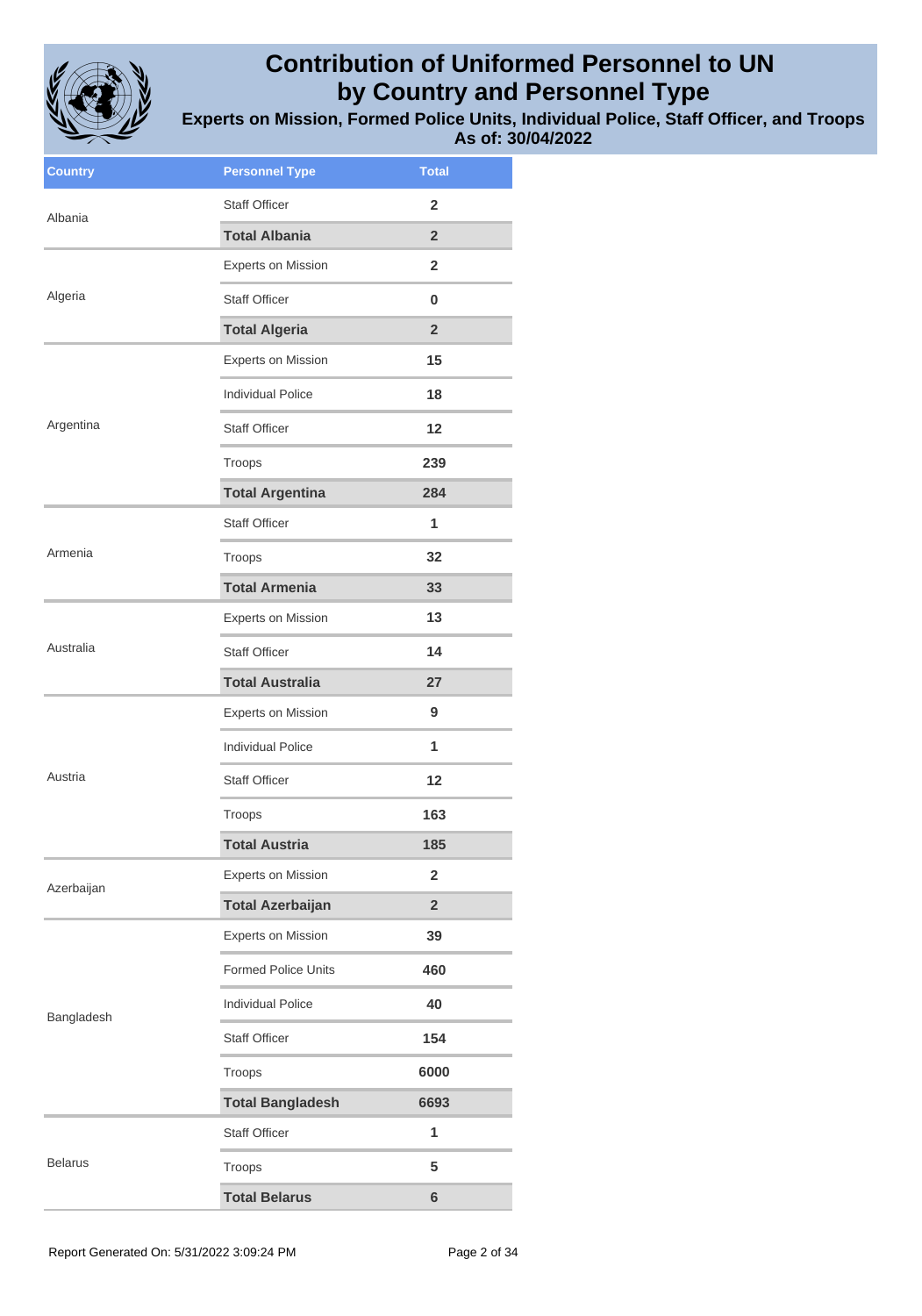# Contribution of Uniformed Personnel to UN by Country and Personnel Type

## Experts on Mission, Formed Police Units, Individual Police, Staff Officer, and Troops

### As of: 30/04/2022

| Country | Personnel Type | Total |
|---|---|---|
| Albania | Staff Officer | 2 |
| | **Total Albania** | **2** |
| Algeria | Experts on Mission | 2 |
| | Staff Officer | 0 |
| | **Total Algeria** | **2** |
| Argentina | Experts on Mission | 15 |
| | Individual Police | 18 |
| | Staff Officer | 12 |
| | Troops | 239 |
| | **Total Argentina** | **284** |
| Armenia | Staff Officer | 1 |
| | Troops | 32 |
| | **Total Armenia** | **33** |
| Australia | Experts on Mission | 13 |
| | Staff Officer | 14 |
| | **Total Australia** | **27** |
| Austria | Experts on Mission | 9 |
| | Individual Police | 1 |
| | Staff Officer | 12 |
| | Troops | 163 |
| | **Total Austria** | **185** |
| Azerbaijan | Experts on Mission | 2 |
| | **Total Azerbaijan** | **2** |
| Bangladesh | Experts on Mission | 39 |
| | Formed Police Units | 460 |
| | Individual Police | 40 |
| | Staff Officer | 154 |
| | Troops | 6000 |
| | **Total Bangladesh** | **6693** |
| Belarus | Staff Officer | 1 |
| | Troops | 5 |
| | **Total Belarus** | **6** |

Report Generated On: 5/31/2022 3:09:24 PM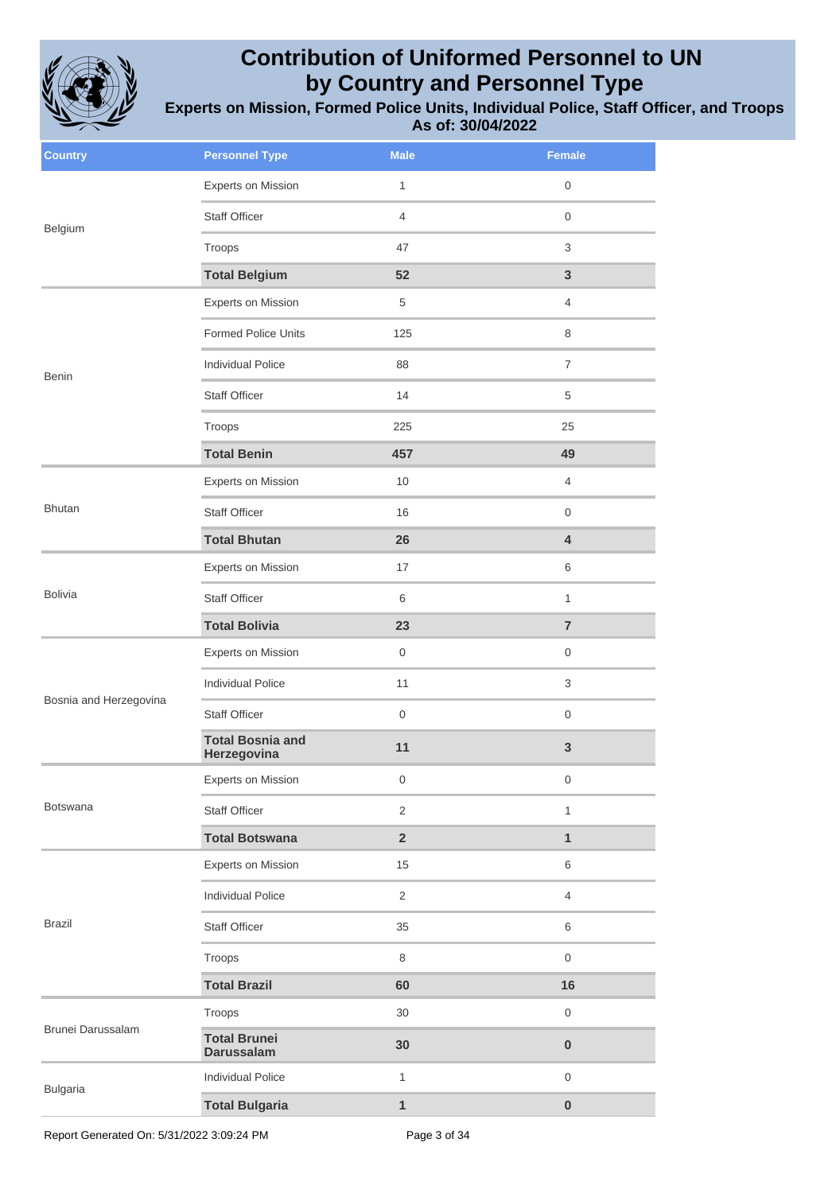# Contribution of Uniformed Personnel to UN by Country and Personnel Type

## Experts on Mission, Formed Police Units, Individual Police, Staff Officer, and Troops

### As of: 30/04/2022

| Country | Personnel Type | Male | Female |
| --- | --- | --- | --- |
| Belgium | Experts on Mission | 1 | 0 |
| | Staff Officer | 4 | 0 |
| | Troops | 47 | 3 |
| | **Total Belgium** | **52** | **3** |
| Benin | Experts on Mission | 5 | 4 |
| | Formed Police Units | 125 | 8 |
| | Individual Police | 88 | 7 |
| | Staff Officer | 14 | 5 |
| | Troops | 225 | 25 |
| | **Total Benin** | **457** | **49** |
| Bhutan | Experts on Mission | 10 | 4 |
| | Staff Officer | 16 | 0 |
| | **Total Bhutan** | **26** | **4** |
| Bolivia | Experts on Mission | 17 | 6 |
| | Staff Officer | 6 | 1 |
| | **Total Bolivia** | **23** | **7** |
| Bosnia and Herzegovina | Experts on Mission | 0 | 0 |
| | Individual Police | 11 | 3 |
| | Staff Officer | 0 | 0 |
| | **Total Bosnia and Herzegovina** | **11** | **3** |
| Botswana | Experts on Mission | 0 | 0 |
| | Staff Officer | 2 | 1 |
| | **Total Botswana** | **2** | **1** |
| Brazil | Experts on Mission | 15 | 6 |
| | Individual Police | 2 | 4 |
| | Staff Officer | 35 | 6 |
| | Troops | 8 | 0 |
| | **Total Brazil** | **60** | **16** |
| Brunei Darussalam | Troops | 30 | 0 |
| | **Total Brunei Darussalam** | **30** | **0** |
| Bulgaria | Individual Police | 1 | 0 |
| | **Total Bulgaria** | **1** | **0** |

Report Generated On: 5/31/2022 3:09:24 PM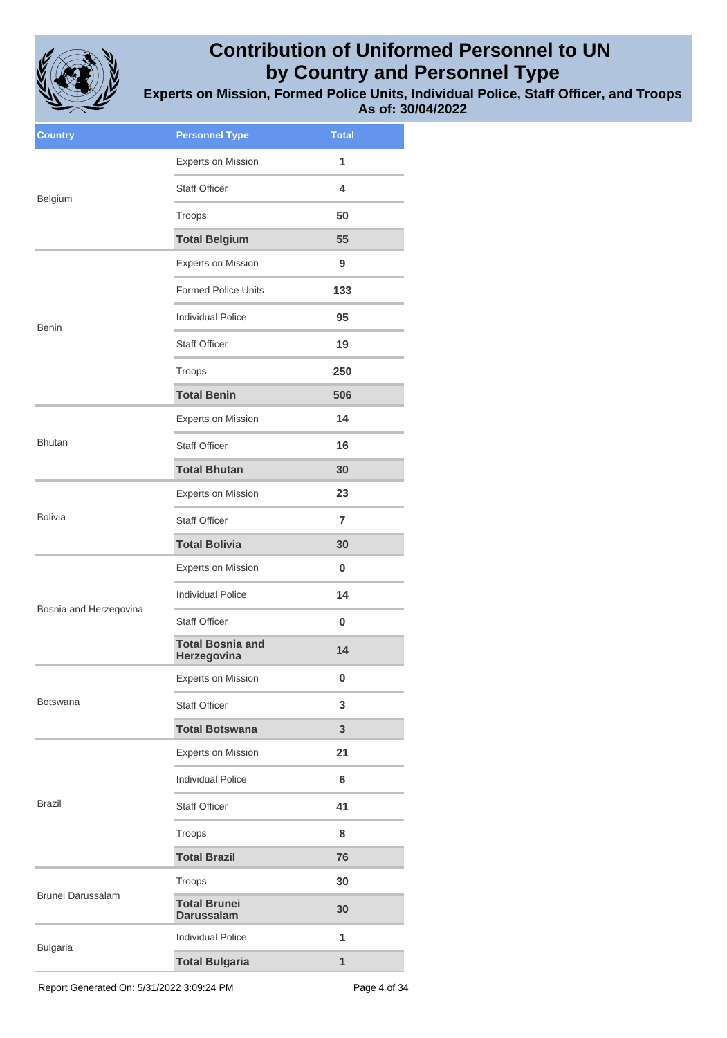# Contribution of Uniformed Personnel to UN by Country and Personnel Type

**Experts on Mission, Formed Police Units, Individual Police, Staff Officer, and Troops**
**As of: 30/04/2022**

| Country | Personnel Type | Total |
|---|---|---|
| Belgium | Experts on Mission | 1 |
| | Staff Officer | 4 |
| | Troops | 50 |
| | **Total Belgium** | **55** |
| Benin | Experts on Mission | 9 |
| | Formed Police Units | 133 |
| | Individual Police | 95 |
| | Staff Officer | 19 |
| | Troops | 250 |
| | **Total Benin** | **506** |
| Bhutan | Experts on Mission | 14 |
| | Staff Officer | 16 |
| | **Total Bhutan** | **30** |
| Bolivia | Experts on Mission | 23 |
| | Staff Officer | 7 |
| | **Total Bolivia** | **30** |
| Bosnia and Herzegovina | Experts on Mission | 0 |
| | Individual Police | 14 |
| | Staff Officer | 0 |
| | **Total Bosnia and Herzegovina** | **14** |
| Botswana | Experts on Mission | 0 |
| | Staff Officer | 3 |
| | **Total Botswana** | **3** |
| Brazil | Experts on Mission | 21 |
| | Individual Police | 6 |
| | Staff Officer | 41 |
| | Troops | 8 |
| | **Total Brazil** | **76** |
| Brunei Darussalam | Troops | 30 |
| | **Total Brunei Darussalam** | **30** |
| Bulgaria | Individual Police | 1 |
| | **Total Bulgaria** | **1** |

Report Generated On: 5/31/2022 3:09:24 PM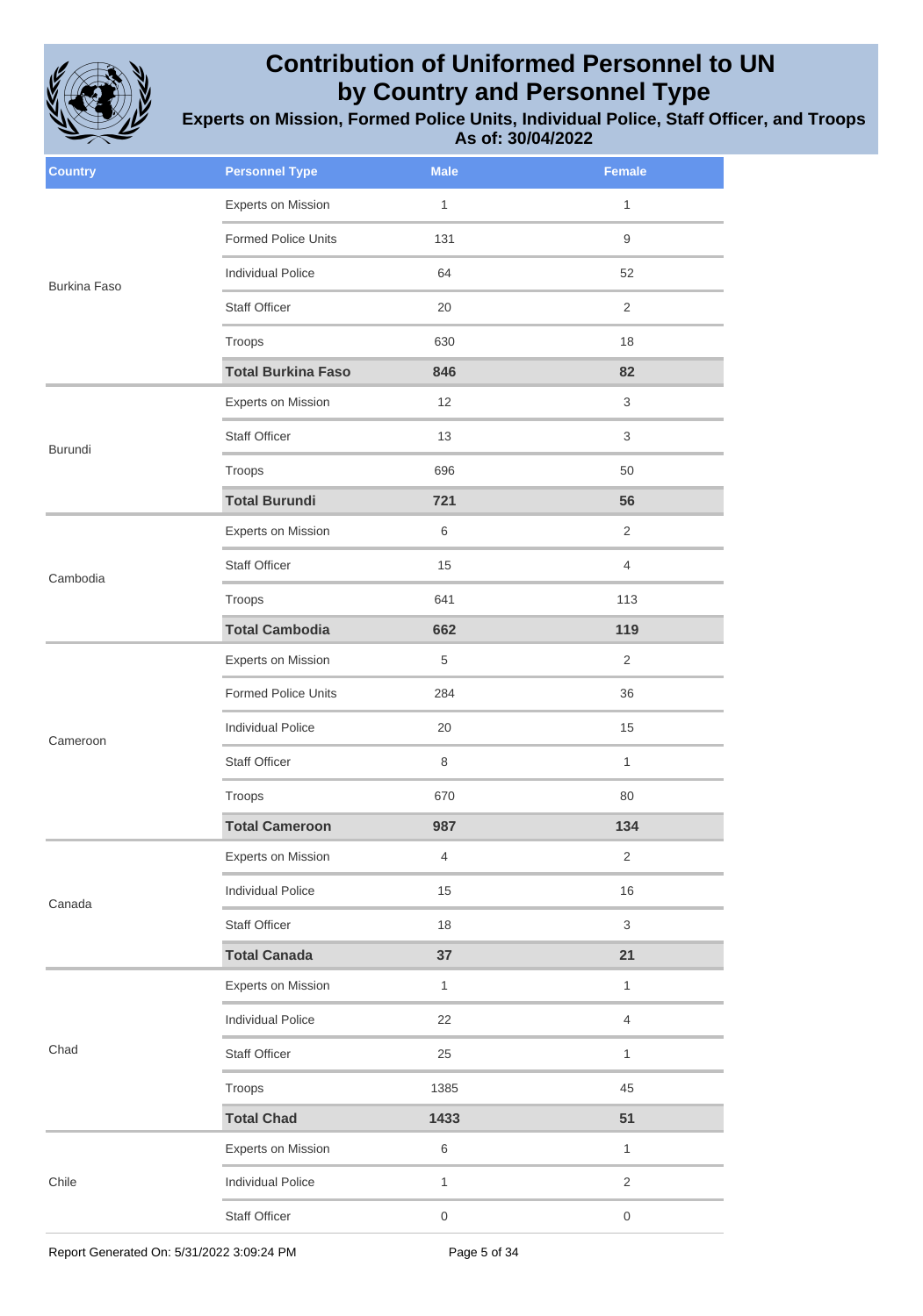# Contribution of Uniformed Personnel to UN by Country and Personnel Type

**Experts on Mission, Formed Police Units, Individual Police, Staff Officer, and Troops**

**As of: 30/04/2022**

| Country | Personnel Type | Male | Female |
|---|---|---|---|
| Burkina Faso | Experts on Mission | 1 | 1 |
| | Formed Police Units | 131 | 9 |
| | Individual Police | 64 | 52 |
| | Staff Officer | 20 | 2 |
| | Troops | 630 | 18 |
| | **Total Burkina Faso** | **846** | **82** |
| Burundi | Experts on Mission | 12 | 3 |
| | Staff Officer | 13 | 3 |
| | Troops | 696 | 50 |
| | **Total Burundi** | **721** | **56** |
| Cambodia | Experts on Mission | 6 | 2 |
| | Staff Officer | 15 | 4 |
| | Troops | 641 | 113 |
| | **Total Cambodia** | **662** | **119** |
| Cameroon | Experts on Mission | 5 | 2 |
| | Formed Police Units | 284 | 36 |
| | Individual Police | 20 | 15 |
| | Staff Officer | 8 | 1 |
| | Troops | 670 | 80 |
| | **Total Cameroon** | **987** | **134** |
| Canada | Experts on Mission | 4 | 2 |
| | Individual Police | 15 | 16 |
| | Staff Officer | 18 | 3 |
| | **Total Canada** | **37** | **21** |
| Chad | Experts on Mission | 1 | 1 |
| | Individual Police | 22 | 4 |
| | Staff Officer | 25 | 1 |
| | Troops | 1385 | 45 |
| | **Total Chad** | **1433** | **51** |
| Chile | Experts on Mission | 6 | 1 |
| | Individual Police | 1 | 2 |
| | Staff Officer | 0 | 0 |

Report Generated On: 5/31/2022 3:09:24 PM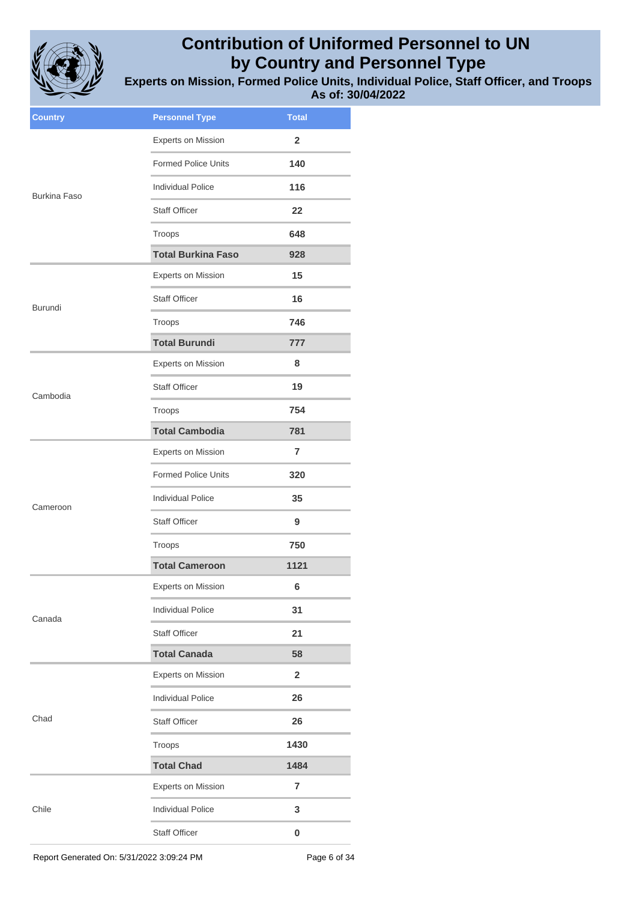# Contribution of Uniformed Personnel to UN by Country and Personnel Type

## Experts on Mission, Formed Police Units, Individual Police, Staff Officer, and Troops

### As of: 30/04/2022

| Country | Personnel Type | Total |
|---|---|---|
| Burkina Faso | Experts on Mission | 2 |
| | Formed Police Units | 140 |
| | Individual Police | 116 |
| | Staff Officer | 22 |
| | Troops | 648 |
| | **Total Burkina Faso** | **928** |
| Burundi | Experts on Mission | 15 |
| | Staff Officer | 16 |
| | Troops | 746 |
| | **Total Burundi** | **777** |
| Cambodia | Experts on Mission | 8 |
| | Staff Officer | 19 |
| | Troops | 754 |
| | **Total Cambodia** | **781** |
| Cameroon | Experts on Mission | 7 |
| | Formed Police Units | 320 |
| | Individual Police | 35 |
| | Staff Officer | 9 |
| | Troops | 750 |
| | **Total Cameroon** | **1121** |
| Canada | Experts on Mission | 6 |
| | Individual Police | 31 |
| | Staff Officer | 21 |
| | **Total Canada** | **58** |
| Chad | Experts on Mission | 2 |
| | Individual Police | 26 |
| | Staff Officer | 26 |
| | Troops | 1430 |
| | **Total Chad** | **1484** |
| Chile | Experts on Mission | 7 |
| | Individual Police | 3 |
| | Staff Officer | 0 |

Report Generated On: 5/31/2022 3:09:24 PM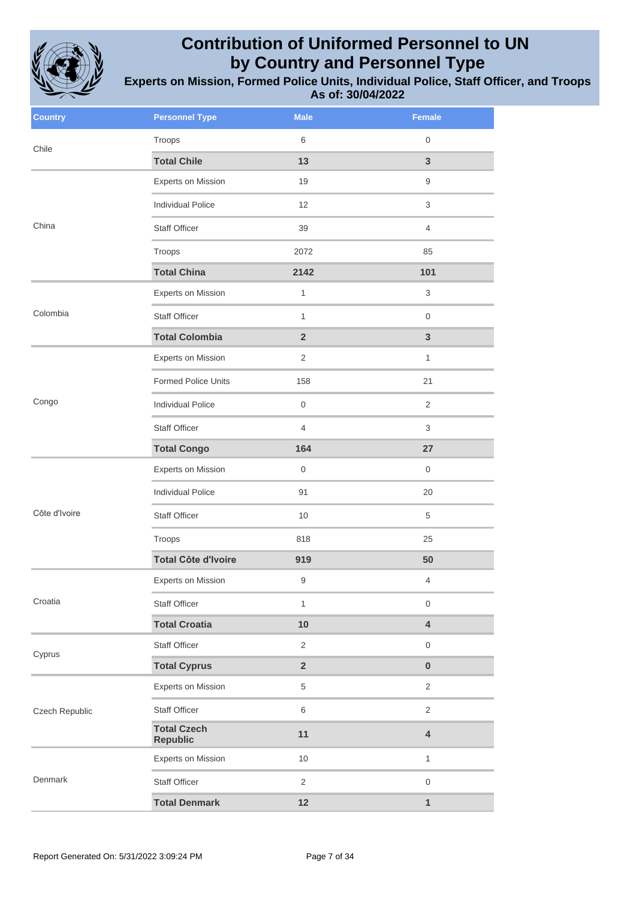# Contribution of Uniformed Personnel to UN by Country and Personnel Type

## Experts on Mission, Formed Police Units, Individual Police, Staff Officer, and Troops

### As of: 30/04/2022

| Country | Personnel Type | Male | Female |
|---|---|---|---|
| Chile | Troops | 6 | 0 |
| | **Total Chile** | **13** | **3** |
| China | Experts on Mission | 19 | 9 |
| | Individual Police | 12 | 3 |
| | Staff Officer | 39 | 4 |
| | Troops | 2072 | 85 |
| | **Total China** | **2142** | **101** |
| Colombia | Experts on Mission | 1 | 3 |
| | Staff Officer | 1 | 0 |
| | **Total Colombia** | **2** | **3** |
| Congo | Experts on Mission | 2 | 1 |
| | Formed Police Units | 158 | 21 |
| | Individual Police | 0 | 2 |
| | Staff Officer | 4 | 3 |
| | **Total Congo** | **164** | **27** |
| Côte d'Ivoire | Experts on Mission | 0 | 0 |
| | Individual Police | 91 | 20 |
| | Staff Officer | 10 | 5 |
| | Troops | 818 | 25 |
| | **Total Côte d'Ivoire** | **919** | **50** |
| Croatia | Experts on Mission | 9 | 4 |
| | Staff Officer | 1 | 0 |
| | **Total Croatia** | **10** | **4** |
| Cyprus | Staff Officer | 2 | 0 |
| | **Total Cyprus** | **2** | **0** |
| Czech Republic | Experts on Mission | 5 | 2 |
| | Staff Officer | 6 | 2 |
| | **Total Czech Republic** | **11** | **4** |
| Denmark | Experts on Mission | 10 | 1 |
| | Staff Officer | 2 | 0 |
| | **Total Denmark** | **12** | **1** |

Report Generated On: 5/31/2022 3:09:24 PM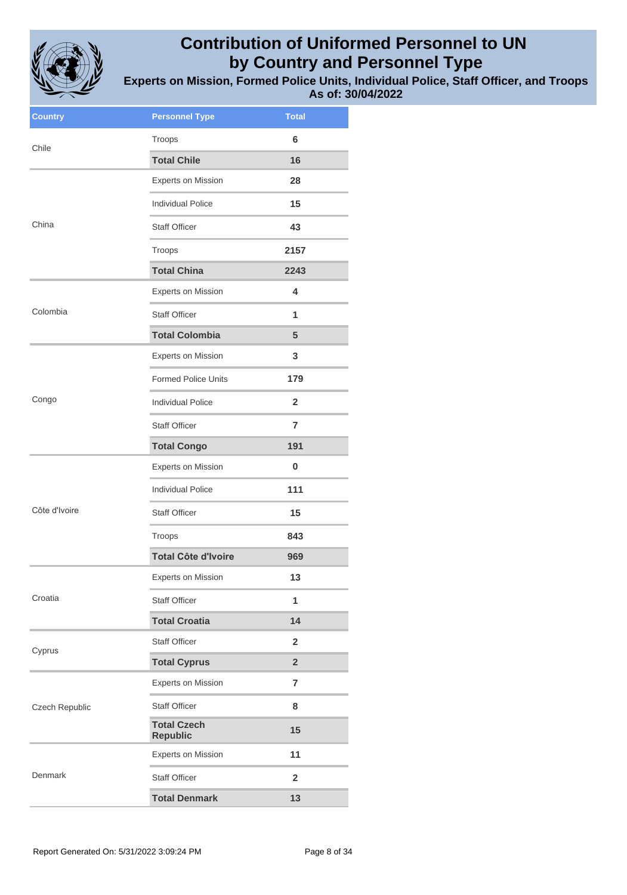# Contribution of Uniformed Personnel to UN by Country and Personnel Type

### Experts on Mission, Formed Police Units, Individual Police, Staff Officer, and Troops
### As of: 30/04/2022

| Country | Personnel Type | Total |
|---|---|---|
| Chile | Troops | 6 |
| | **Total Chile** | **16** |
| China | Experts on Mission | 28 |
| | Individual Police | 15 |
| | Staff Officer | 43 |
| | Troops | 2157 |
| | **Total China** | **2243** |
| Colombia | Experts on Mission | 4 |
| | Staff Officer | 1 |
| | **Total Colombia** | **5** |
| Congo | Experts on Mission | 3 |
| | Formed Police Units | 179 |
| | Individual Police | 2 |
| | Staff Officer | 7 |
| | **Total Congo** | **191** |
| Côte d'Ivoire | Experts on Mission | 0 |
| | Individual Police | 111 |
| | Staff Officer | 15 |
| | Troops | 843 |
| | **Total Côte d'Ivoire** | **969** |
| Croatia | Experts on Mission | 13 |
| | Staff Officer | 1 |
| | **Total Croatia** | **14** |
| Cyprus | Staff Officer | 2 |
| | **Total Cyprus** | **2** |
| Czech Republic | Experts on Mission | 7 |
| | Staff Officer | 8 |
| | **Total Czech Republic** | **15** |
| Denmark | Experts on Mission | 11 |
| | Staff Officer | 2 |
| | **Total Denmark** | **13** |

Report Generated On: 5/31/2022 3:09:24 PM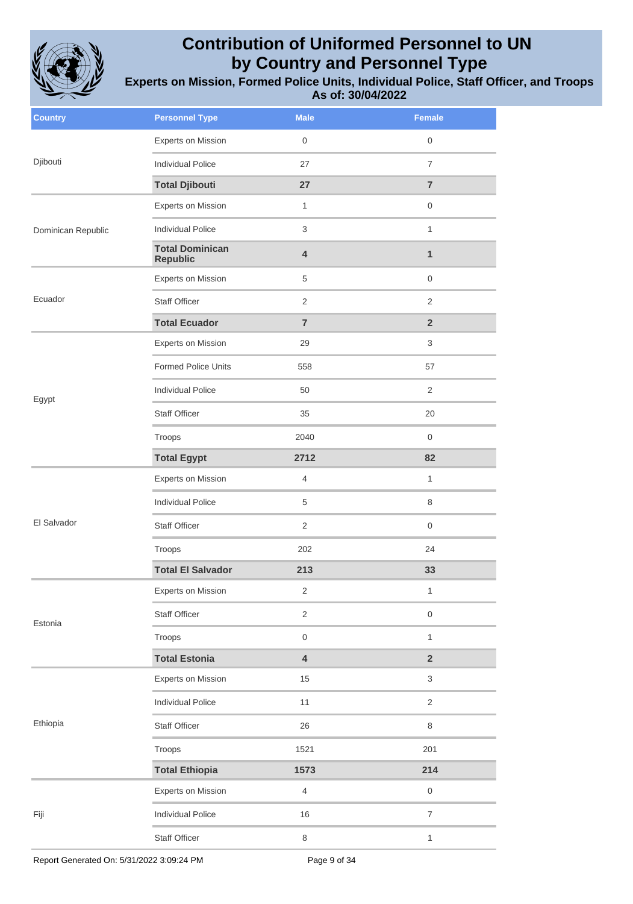# Contribution of Uniformed Personnel to UN by Country and Personnel Type

## Experts on Mission, Formed Police Units, Individual Police, Staff Officer, and Troops

### As of: 30/04/2022

| Country | Personnel Type | Male | Female |
|---|---|---|---|
| Djibouti | Experts on Mission | 0 | 0 |
| | Individual Police | 27 | 7 |
| | **Total Djibouti** | **27** | **7** |
| Dominican Republic | Experts on Mission | 1 | 0 |
| | Individual Police | 3 | 1 |
| | **Total Dominican Republic** | **4** | **1** |
| Ecuador | Experts on Mission | 5 | 0 |
| | Staff Officer | 2 | 2 |
| | **Total Ecuador** | **7** | **2** |
| Egypt | Experts on Mission | 29 | 3 |
| | Formed Police Units | 558 | 57 |
| | Individual Police | 50 | 2 |
| | Staff Officer | 35 | 20 |
| | Troops | 2040 | 0 |
| | **Total Egypt** | **2712** | **82** |
| El Salvador | Experts on Mission | 4 | 1 |
| | Individual Police | 5 | 8 |
| | Staff Officer | 2 | 0 |
| | Troops | 202 | 24 |
| | **Total El Salvador** | **213** | **33** |
| Estonia | Experts on Mission | 2 | 1 |
| | Staff Officer | 2 | 0 |
| | Troops | 0 | 1 |
| | **Total Estonia** | **4** | **2** |
| Ethiopia | Experts on Mission | 15 | 3 |
| | Individual Police | 11 | 2 |
| | Staff Officer | 26 | 8 |
| | Troops | 1521 | 201 |
| | **Total Ethiopia** | **1573** | **214** |
| Fiji | Experts on Mission | 4 | 0 |
| | Individual Police | 16 | 7 |
| | Staff Officer | 8 | 1 |

Report Generated On: 5/31/2022 3:09:24 PM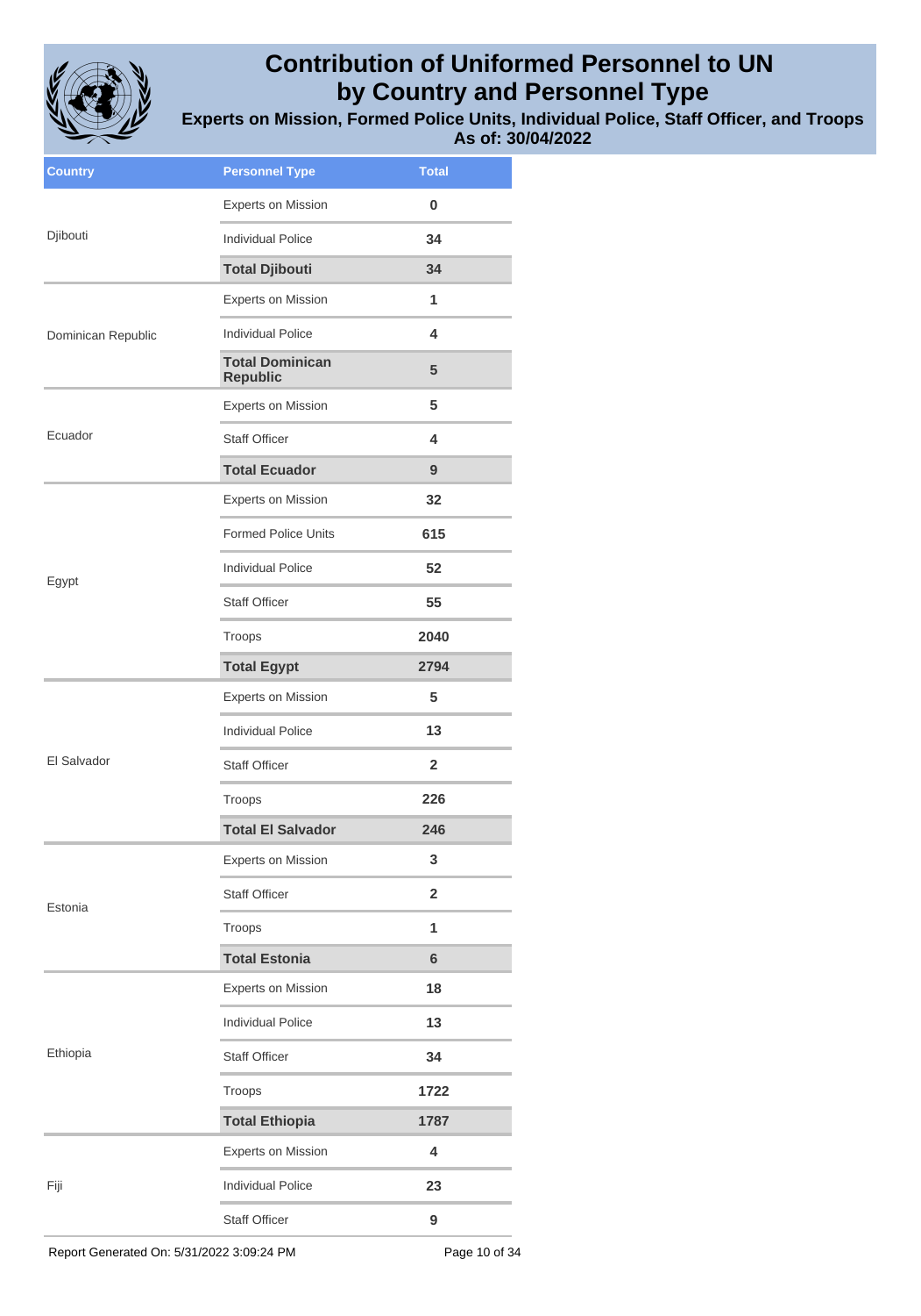# Contribution of Uniformed Personnel to UN by Country and Personnel Type

## Experts on Mission, Formed Police Units, Individual Police, Staff Officer, and Troops

### As of: 30/04/2022

| Country | Personnel Type | Total |
|---|---|---|
| Djibouti | Experts on Mission | 0 |
| | Individual Police | 34 |
| | **Total Djibouti** | **34** |
| Dominican Republic | Experts on Mission | 1 |
| | Individual Police | 4 |
| | **Total Dominican Republic** | **5** |
| Ecuador | Experts on Mission | 5 |
| | Staff Officer | 4 |
| | **Total Ecuador** | **9** |
| Egypt | Experts on Mission | 32 |
| | Formed Police Units | 615 |
| | Individual Police | 52 |
| | Staff Officer | 55 |
| | Troops | 2040 |
| | **Total Egypt** | **2794** |
| El Salvador | Experts on Mission | 5 |
| | Individual Police | 13 |
| | Staff Officer | 2 |
| | Troops | 226 |
| | **Total El Salvador** | **246** |
| Estonia | Experts on Mission | 3 |
| | Staff Officer | 2 |
| | Troops | 1 |
| | **Total Estonia** | **6** |
| Ethiopia | Experts on Mission | 18 |
| | Individual Police | 13 |
| | Staff Officer | 34 |
| | Troops | 1722 |
| | **Total Ethiopia** | **1787** |
| Fiji | Experts on Mission | 4 |
| | Individual Police | 23 |
| | Staff Officer | 9 |

Report Generated On: 5/31/2022 3:09:24 PM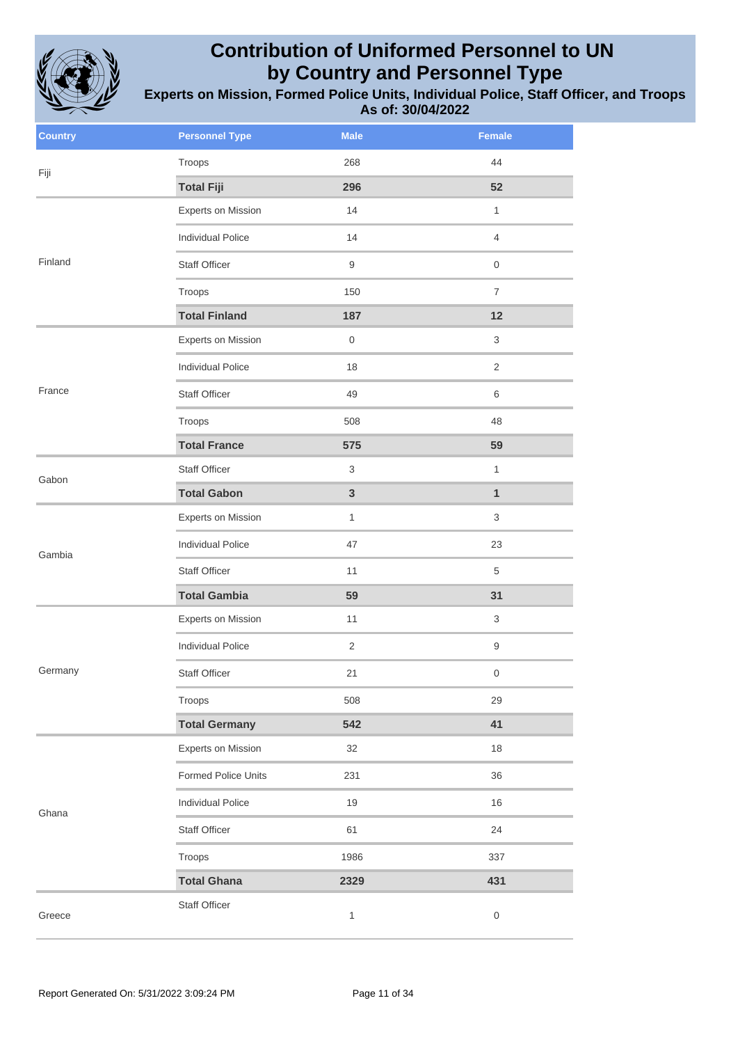# Contribution of Uniformed Personnel to UN by Country and Personnel Type

## Experts on Mission, Formed Police Units, Individual Police, Staff Officer, and Troops

### As of: 30/04/2022

| Country | Personnel Type | Male | Female |
|---|---|---|---|
| Fiji | Troops | 268 | 44 |
| | **Total Fiji** | **296** | **52** |
| Finland | Experts on Mission | 14 | 1 |
| | Individual Police | 14 | 4 |
| | Staff Officer | 9 | 0 |
| | Troops | 150 | 7 |
| | **Total Finland** | **187** | **12** |
| France | Experts on Mission | 0 | 3 |
| | Individual Police | 18 | 2 |
| | Staff Officer | 49 | 6 |
| | Troops | 508 | 48 |
| | **Total France** | **575** | **59** |
| Gabon | Staff Officer | 3 | 1 |
| | **Total Gabon** | **3** | **1** |
| Gambia | Experts on Mission | 1 | 3 |
| | Individual Police | 47 | 23 |
| | Staff Officer | 11 | 5 |
| | **Total Gambia** | **59** | **31** |
| Germany | Experts on Mission | 11 | 3 |
| | Individual Police | 2 | 9 |
| | Staff Officer | 21 | 0 |
| | Troops | 508 | 29 |
| | **Total Germany** | **542** | **41** |
| Ghana | Experts on Mission | 32 | 18 |
| | Formed Police Units | 231 | 36 |
| | Individual Police | 19 | 16 |
| | Staff Officer | 61 | 24 |
| | Troops | 1986 | 337 |
| | **Total Ghana** | **2329** | **431** |
| Greece | Staff Officer | 1 | 0 |

Report Generated On: 5/31/2022 3:09:24 PM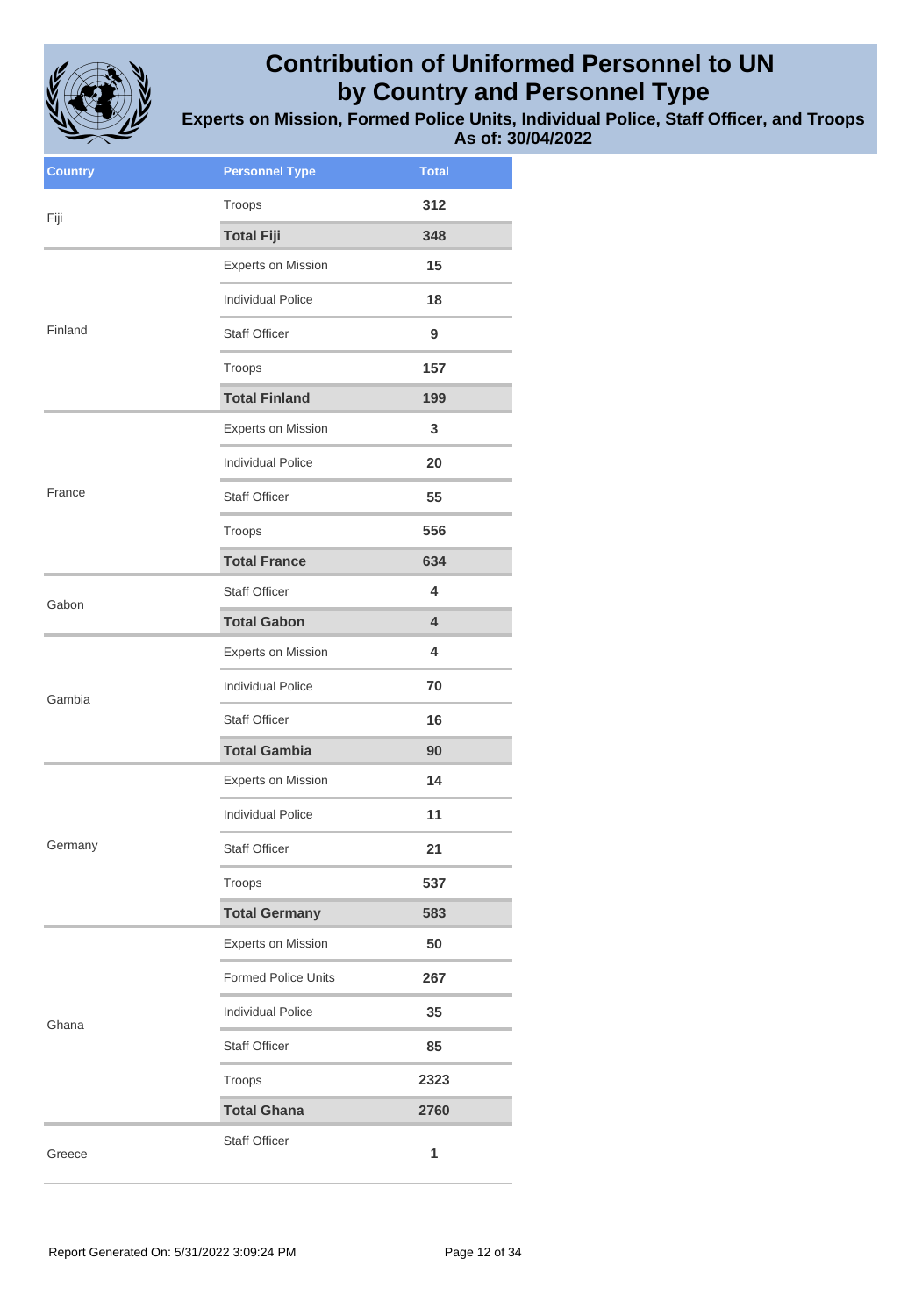# Contribution of Uniformed Personnel to UN by Country and Personnel Type

## Experts on Mission, Formed Police Units, Individual Police, Staff Officer, and Troops

### As of: 30/04/2022

| Country | Personnel Type | Total |
|---|---|---|
| Fiji | Troops | 312 |
| | **Total Fiji** | **348** |
| Finland | Experts on Mission | 15 |
| | Individual Police | 18 |
| | Staff Officer | 9 |
| | Troops | 157 |
| | **Total Finland** | **199** |
| France | Experts on Mission | 3 |
| | Individual Police | 20 |
| | Staff Officer | 55 |
| | Troops | 556 |
| | **Total France** | **634** |
| Gabon | Staff Officer | 4 |
| | **Total Gabon** | **4** |
| Gambia | Experts on Mission | 4 |
| | Individual Police | 70 |
| | Staff Officer | 16 |
| | **Total Gambia** | **90** |
| Germany | Experts on Mission | 14 |
| | Individual Police | 11 |
| | Staff Officer | 21 |
| | Troops | 537 |
| | **Total Germany** | **583** |
| Ghana | Experts on Mission | 50 |
| | Formed Police Units | 267 |
| | Individual Police | 35 |
| | Staff Officer | 85 |
| | Troops | 2323 |
| | **Total Ghana** | **2760** |
| Greece | Staff Officer | 1 |

Report Generated On: 5/31/2022 3:09:24 PM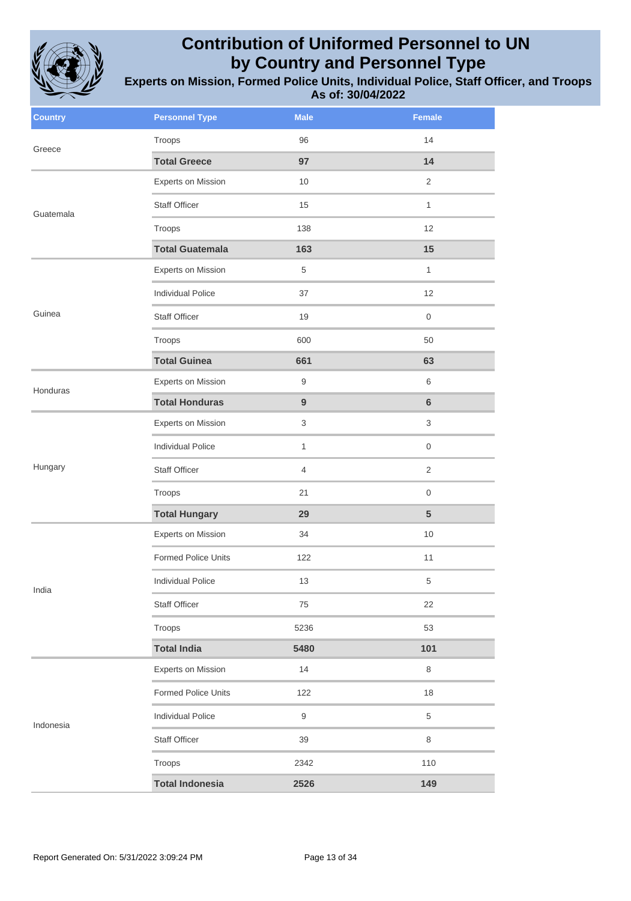# Contribution of Uniformed Personnel to UN by Country and Personnel Type

## Experts on Mission, Formed Police Units, Individual Police, Staff Officer, and Troops

### As of: 30/04/2022

| Country | Personnel Type | Male | Female |
|---|---|---|---|
| Greece | Troops | 96 | 14 |
| | **Total Greece** | **97** | **14** |
| Guatemala | Experts on Mission | 10 | 2 |
| | Staff Officer | 15 | 1 |
| | Troops | 138 | 12 |
| | **Total Guatemala** | **163** | **15** |
| Guinea | Experts on Mission | 5 | 1 |
| | Individual Police | 37 | 12 |
| | Staff Officer | 19 | 0 |
| | Troops | 600 | 50 |
| | **Total Guinea** | **661** | **63** |
| Honduras | Experts on Mission | 9 | 6 |
| | **Total Honduras** | **9** | **6** |
| Hungary | Experts on Mission | 3 | 3 |
| | Individual Police | 1 | 0 |
| | Staff Officer | 4 | 2 |
| | Troops | 21 | 0 |
| | **Total Hungary** | **29** | **5** |
| India | Experts on Mission | 34 | 10 |
| | Formed Police Units | 122 | 11 |
| | Individual Police | 13 | 5 |
| | Staff Officer | 75 | 22 |
| | Troops | 5236 | 53 |
| | **Total India** | **5480** | **101** |
| Indonesia | Experts on Mission | 14 | 8 |
| | Formed Police Units | 122 | 18 |
| | Individual Police | 9 | 5 |
| | Staff Officer | 39 | 8 |
| | Troops | 2342 | 110 |
| | **Total Indonesia** | **2526** | **149** |

Report Generated On: 5/31/2022 3:09:24 PM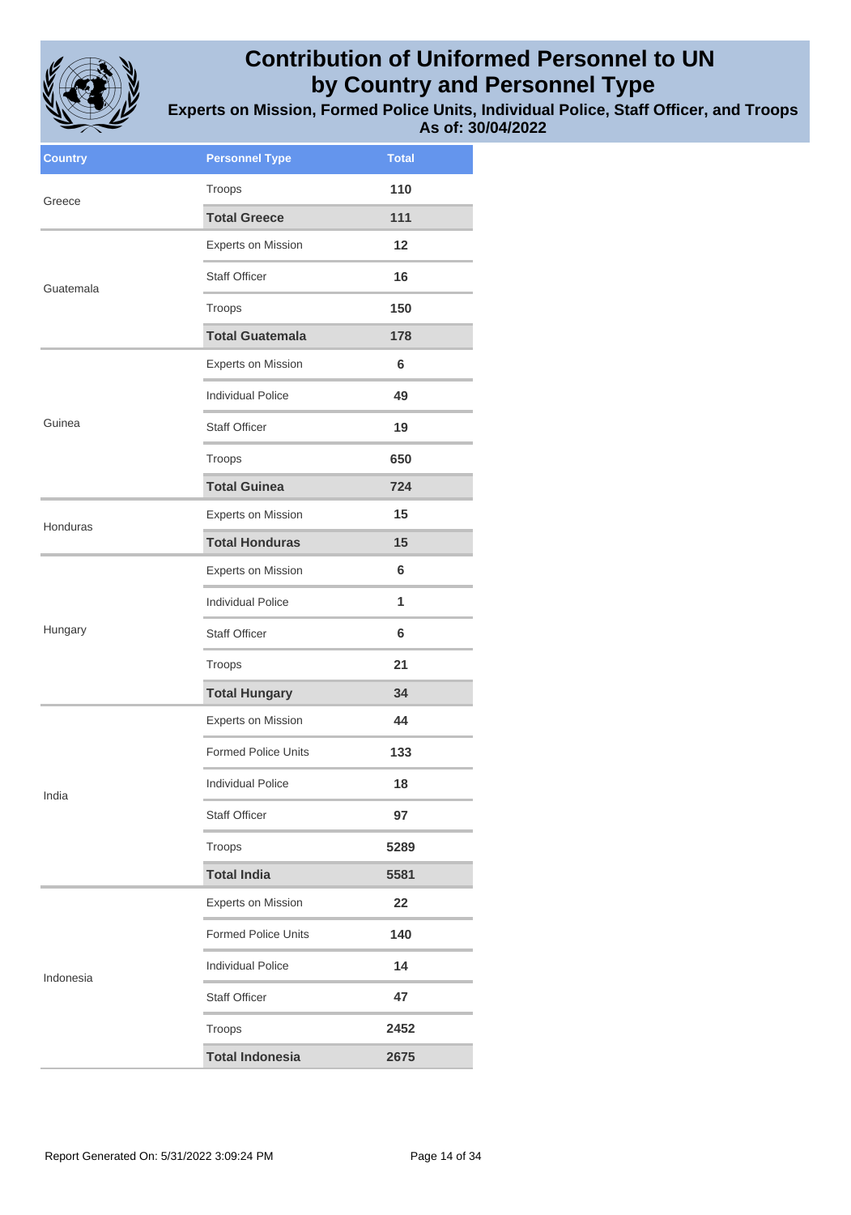# Contribution of Uniformed Personnel to UN by Country and Personnel Type

### Experts on Mission, Formed Police Units, Individual Police, Staff Officer, and Troops

### As of: 30/04/2022

| Country | Personnel Type | Total |
|---|---|---|
| Greece | Troops | 110 |
| | **Total Greece** | **111** |
| Guatemala | Experts on Mission | 12 |
| | Staff Officer | 16 |
| | Troops | 150 |
| | **Total Guatemala** | **178** |
| Guinea | Experts on Mission | 6 |
| | Individual Police | 49 |
| | Staff Officer | 19 |
| | Troops | 650 |
| | **Total Guinea** | **724** |
| Honduras | Experts on Mission | 15 |
| | **Total Honduras** | **15** |
| Hungary | Experts on Mission | 6 |
| | Individual Police | 1 |
| | Staff Officer | 6 |
| | Troops | 21 |
| | **Total Hungary** | **34** |
| India | Experts on Mission | 44 |
| | Formed Police Units | 133 |
| | Individual Police | 18 |
| | Staff Officer | 97 |
| | Troops | 5289 |
| | **Total India** | **5581** |
| Indonesia | Experts on Mission | 22 |
| | Formed Police Units | 140 |
| | Individual Police | 14 |
| | Staff Officer | 47 |
| | Troops | 2452 |
| | **Total Indonesia** | **2675** |

Report Generated On: 5/31/2022 3:09:24 PM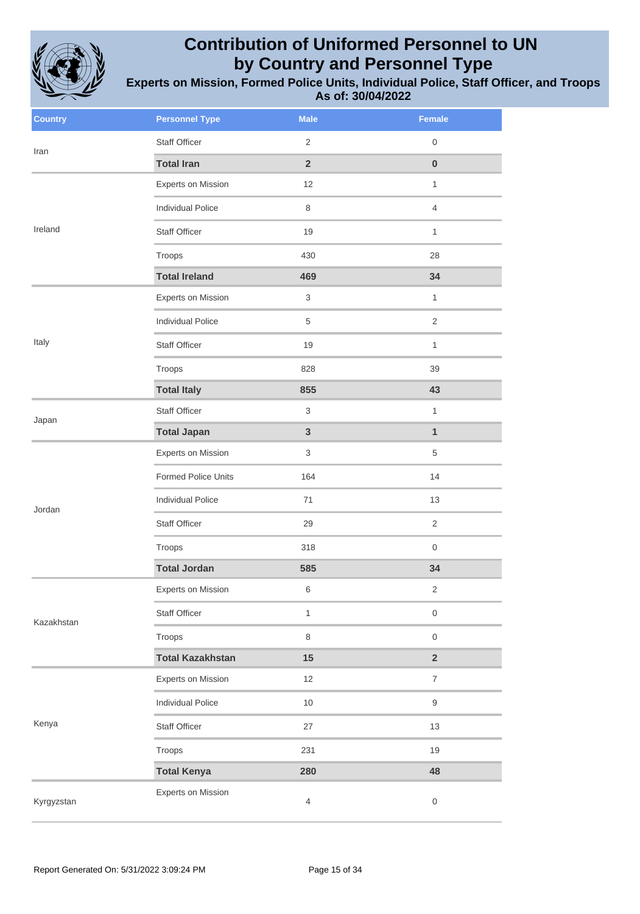# Contribution of Uniformed Personnel to UN by Country and Personnel Type

**Experts on Mission, Formed Police Units, Individual Police, Staff Officer, and Troops**
**As of: 30/04/2022**

| Country | Personnel Type | Male | Female |
|---|---|---|---|
| Iran | Staff Officer | 2 | 0 |
| | **Total Iran** | **2** | **0** |
| Ireland | Experts on Mission | 12 | 1 |
| | Individual Police | 8 | 4 |
| | Staff Officer | 19 | 1 |
| | Troops | 430 | 28 |
| | **Total Ireland** | **469** | **34** |
| Italy | Experts on Mission | 3 | 1 |
| | Individual Police | 5 | 2 |
| | Staff Officer | 19 | 1 |
| | Troops | 828 | 39 |
| | **Total Italy** | **855** | **43** |
| Japan | Staff Officer | 3 | 1 |
| | **Total Japan** | **3** | **1** |
| Jordan | Experts on Mission | 3 | 5 |
| | Formed Police Units | 164 | 14 |
| | Individual Police | 71 | 13 |
| | Staff Officer | 29 | 2 |
| | Troops | 318 | 0 |
| | **Total Jordan** | **585** | **34** |
| Kazakhstan | Experts on Mission | 6 | 2 |
| | Staff Officer | 1 | 0 |
| | Troops | 8 | 0 |
| | **Total Kazakhstan** | **15** | **2** |
| Kenya | Experts on Mission | 12 | 7 |
| | Individual Police | 10 | 9 |
| | Staff Officer | 27 | 13 |
| | Troops | 231 | 19 |
| | **Total Kenya** | **280** | **48** |
| Kyrgyzstan | Experts on Mission | 4 | 0 |

Report Generated On: 5/31/2022 3:09:24 PM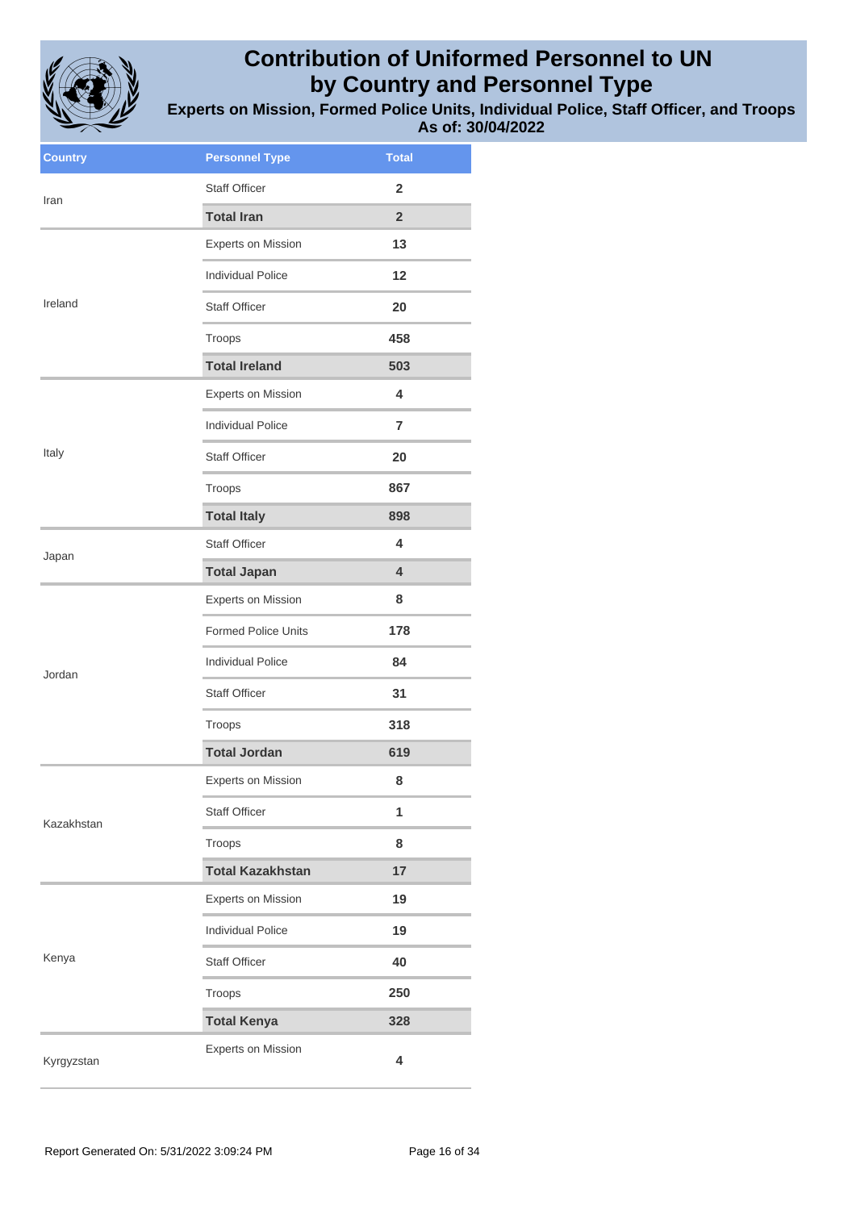# Contribution of Uniformed Personnel to UN by Country and Personnel Type

## Experts on Mission, Formed Police Units, Individual Police, Staff Officer, and Troops

### As of: 30/04/2022

| Country | Personnel Type | Total |
|---|---|---|
| Iran | Staff Officer | 2 |
| | **Total Iran** | **2** |
| Ireland | Experts on Mission | 13 |
| | Individual Police | 12 |
| | Staff Officer | 20 |
| | Troops | 458 |
| | **Total Ireland** | **503** |
| Italy | Experts on Mission | 4 |
| | Individual Police | 7 |
| | Staff Officer | 20 |
| | Troops | 867 |
| | **Total Italy** | **898** |
| Japan | Staff Officer | 4 |
| | **Total Japan** | **4** |
| Jordan | Experts on Mission | 8 |
| | Formed Police Units | 178 |
| | Individual Police | 84 |
| | Staff Officer | 31 |
| | Troops | 318 |
| | **Total Jordan** | **619** |
| Kazakhstan | Experts on Mission | 8 |
| | Staff Officer | 1 |
| | Troops | 8 |
| | **Total Kazakhstan** | **17** |
| Kenya | Experts on Mission | 19 |
| | Individual Police | 19 |
| | Staff Officer | 40 |
| | Troops | 250 |
| | **Total Kenya** | **328** |
| Kyrgyzstan | Experts on Mission | 4 |

Report Generated On: 5/31/2022 3:09:24 PM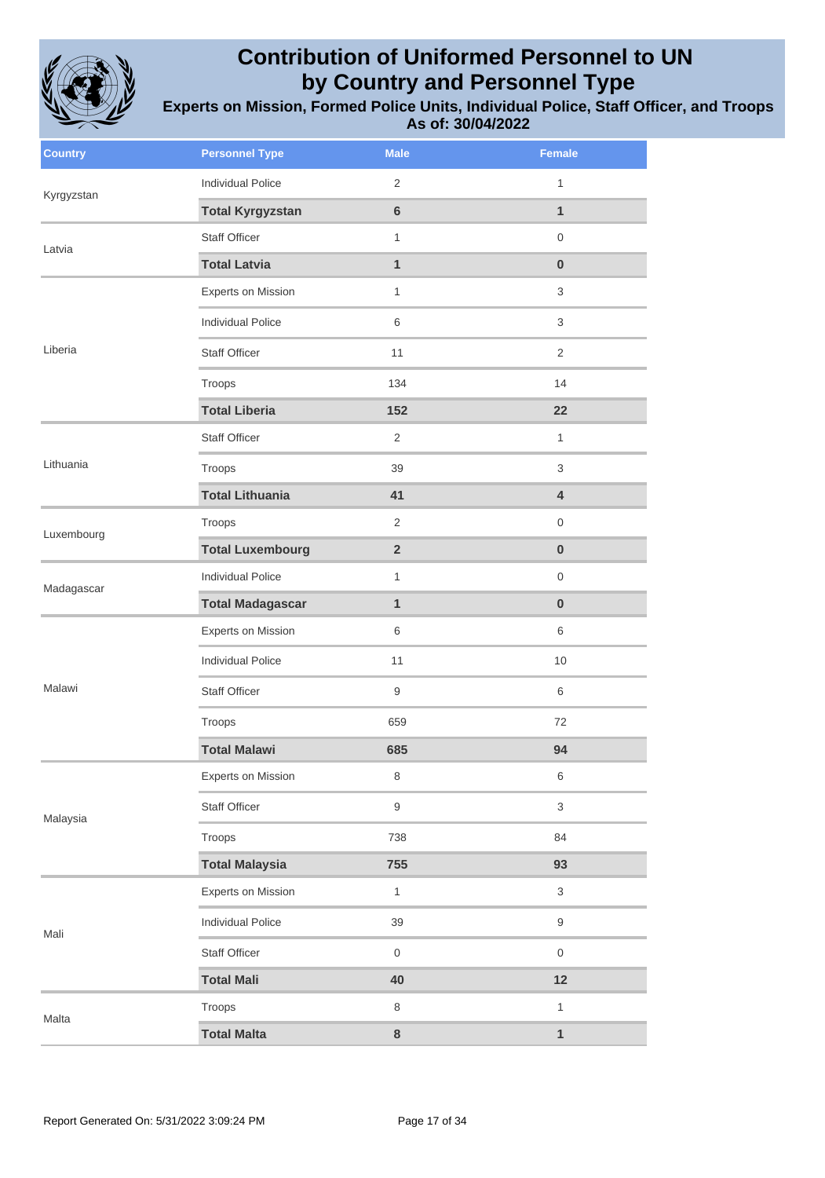# Contribution of Uniformed Personnel to UN by Country and Personnel Type

## Experts on Mission, Formed Police Units, Individual Police, Staff Officer, and Troops

### As of: 30/04/2022

| Country | Personnel Type | Male | Female |
|---|---|---|---|
| Kyrgyzstan | Individual Police | 2 | 1 |
| | **Total Kyrgyzstan** | **6** | **1** |
| Latvia | Staff Officer | 1 | 0 |
| | **Total Latvia** | **1** | **0** |
| Liberia | Experts on Mission | 1 | 3 |
| | Individual Police | 6 | 3 |
| | Staff Officer | 11 | 2 |
| | Troops | 134 | 14 |
| | **Total Liberia** | **152** | **22** |
| Lithuania | Staff Officer | 2 | 1 |
| | Troops | 39 | 3 |
| | **Total Lithuania** | **41** | **4** |
| Luxembourg | Troops | 2 | 0 |
| | **Total Luxembourg** | **2** | **0** |
| Madagascar | Individual Police | 1 | 0 |
| | **Total Madagascar** | **1** | **0** |
| Malawi | Experts on Mission | 6 | 6 |
| | Individual Police | 11 | 10 |
| | Staff Officer | 9 | 6 |
| | Troops | 659 | 72 |
| | **Total Malawi** | **685** | **94** |
| Malaysia | Experts on Mission | 8 | 6 |
| | Staff Officer | 9 | 3 |
| | Troops | 738 | 84 |
| | **Total Malaysia** | **755** | **93** |
| Mali | Experts on Mission | 1 | 3 |
| | Individual Police | 39 | 9 |
| | Staff Officer | 0 | 0 |
| | **Total Mali** | **40** | **12** |
| Malta | Troops | 8 | 1 |
| | **Total Malta** | **8** | **1** |

Report Generated On: 5/31/2022 3:09:24 PM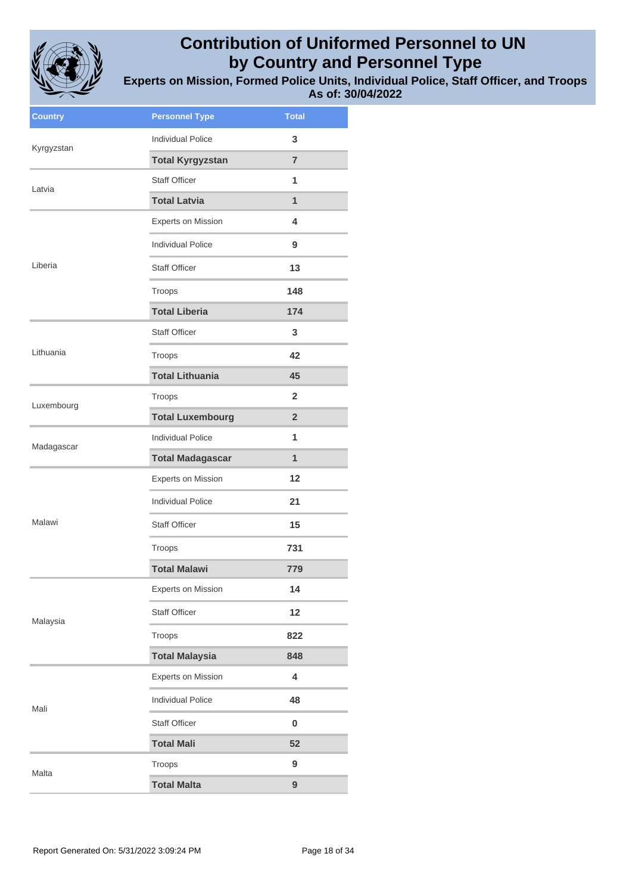# Contribution of Uniformed Personnel to UN by Country and Personnel Type

**Experts on Mission, Formed Police Units, Individual Police, Staff Officer, and Troops**
**As of: 30/04/2022**

| Country | Personnel Type | Total |
|---|---|---|
| Kyrgyzstan | Individual Police | 3 |
| | **Total Kyrgyzstan** | **7** |
| Latvia | Staff Officer | 1 |
| | **Total Latvia** | **1** |
| Liberia | Experts on Mission | 4 |
| | Individual Police | 9 |
| | Staff Officer | 13 |
| | Troops | 148 |
| | **Total Liberia** | **174** |
| Lithuania | Staff Officer | 3 |
| | Troops | 42 |
| | **Total Lithuania** | **45** |
| Luxembourg | Troops | 2 |
| | **Total Luxembourg** | **2** |
| Madagascar | Individual Police | 1 |
| | **Total Madagascar** | **1** |
| Malawi | Experts on Mission | 12 |
| | Individual Police | 21 |
| | Staff Officer | 15 |
| | Troops | 731 |
| | **Total Malawi** | **779** |
| Malaysia | Experts on Mission | 14 |
| | Staff Officer | 12 |
| | Troops | 822 |
| | **Total Malaysia** | **848** |
| Mali | Experts on Mission | 4 |
| | Individual Police | 48 |
| | Staff Officer | 0 |
| | **Total Mali** | **52** |
| Malta | Troops | 9 |
| | **Total Malta** | **9** |

Report Generated On: 5/31/2022 3:09:24 PM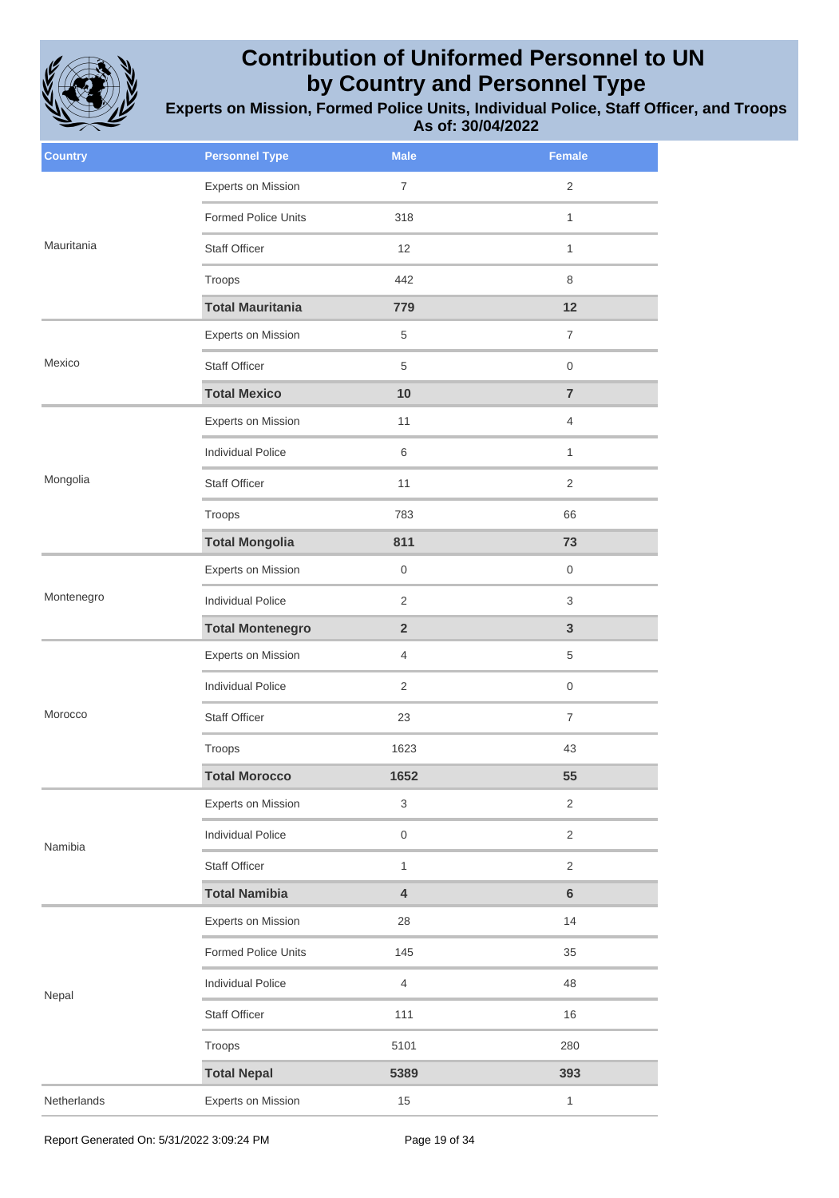# Contribution of Uniformed Personnel to UN by Country and Personnel Type

**Experts on Mission, Formed Police Units, Individual Police, Staff Officer, and Troops**
**As of: 30/04/2022**

| Country | Personnel Type | Male | Female |
|---|---|---|---|
| Mauritania | Experts on Mission | 7 | 2 |
| | Formed Police Units | 318 | 1 |
| | Staff Officer | 12 | 1 |
| | Troops | 442 | 8 |
| | **Total Mauritania** | **779** | **12** |
| Mexico | Experts on Mission | 5 | 7 |
| | Staff Officer | 5 | 0 |
| | **Total Mexico** | **10** | **7** |
| Mongolia | Experts on Mission | 11 | 4 |
| | Individual Police | 6 | 1 |
| | Staff Officer | 11 | 2 |
| | Troops | 783 | 66 |
| | **Total Mongolia** | **811** | **73** |
| Montenegro | Experts on Mission | 0 | 0 |
| | Individual Police | 2 | 3 |
| | **Total Montenegro** | **2** | **3** |
| Morocco | Experts on Mission | 4 | 5 |
| | Individual Police | 2 | 0 |
| | Staff Officer | 23 | 7 |
| | Troops | 1623 | 43 |
| | **Total Morocco** | **1652** | **55** |
| Namibia | Experts on Mission | 3 | 2 |
| | Individual Police | 0 | 2 |
| | Staff Officer | 1 | 2 |
| | **Total Namibia** | **4** | **6** |
| Nepal | Experts on Mission | 28 | 14 |
| | Formed Police Units | 145 | 35 |
| | Individual Police | 4 | 48 |
| | Staff Officer | 111 | 16 |
| | Troops | 5101 | 280 |
| | **Total Nepal** | **5389** | **393** |
| Netherlands | Experts on Mission | 15 | 1 |

Report Generated On: 5/31/2022 3:09:24 PM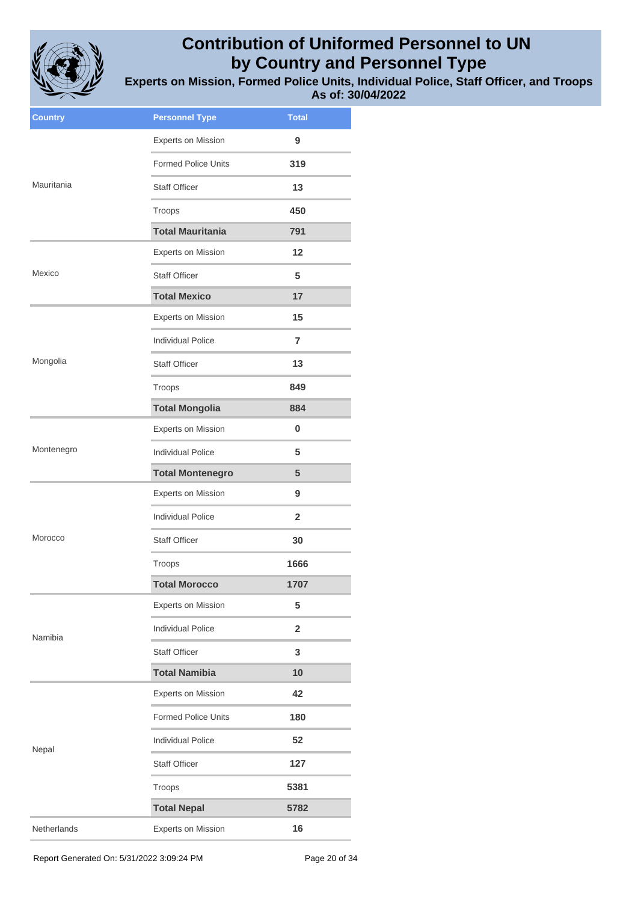# Contribution of Uniformed Personnel to UN by Country and Personnel Type

**Experts on Mission, Formed Police Units, Individual Police, Staff Officer, and Troops**
**As of: 30/04/2022**

| Country | Personnel Type | Total |
|---|---|---|
| Mauritania | Experts on Mission | 9 |
| | Formed Police Units | 319 |
| | Staff Officer | 13 |
| | Troops | 450 |
| | **Total Mauritania** | **791** |
| Mexico | Experts on Mission | 12 |
| | Staff Officer | 5 |
| | **Total Mexico** | **17** |
| Mongolia | Experts on Mission | 15 |
| | Individual Police | 7 |
| | Staff Officer | 13 |
| | Troops | 849 |
| | **Total Mongolia** | **884** |
| Montenegro | Experts on Mission | 0 |
| | Individual Police | 5 |
| | **Total Montenegro** | **5** |
| Morocco | Experts on Mission | 9 |
| | Individual Police | 2 |
| | Staff Officer | 30 |
| | Troops | 1666 |
| | **Total Morocco** | **1707** |
| Namibia | Experts on Mission | 5 |
| | Individual Police | 2 |
| | Staff Officer | 3 |
| | **Total Namibia** | **10** |
| Nepal | Experts on Mission | 42 |
| | Formed Police Units | 180 |
| | Individual Police | 52 |
| | Staff Officer | 127 |
| | Troops | 5381 |
| | **Total Nepal** | **5782** |
| Netherlands | Experts on Mission | 16 |

Report Generated On: 5/31/2022 3:09:24 PM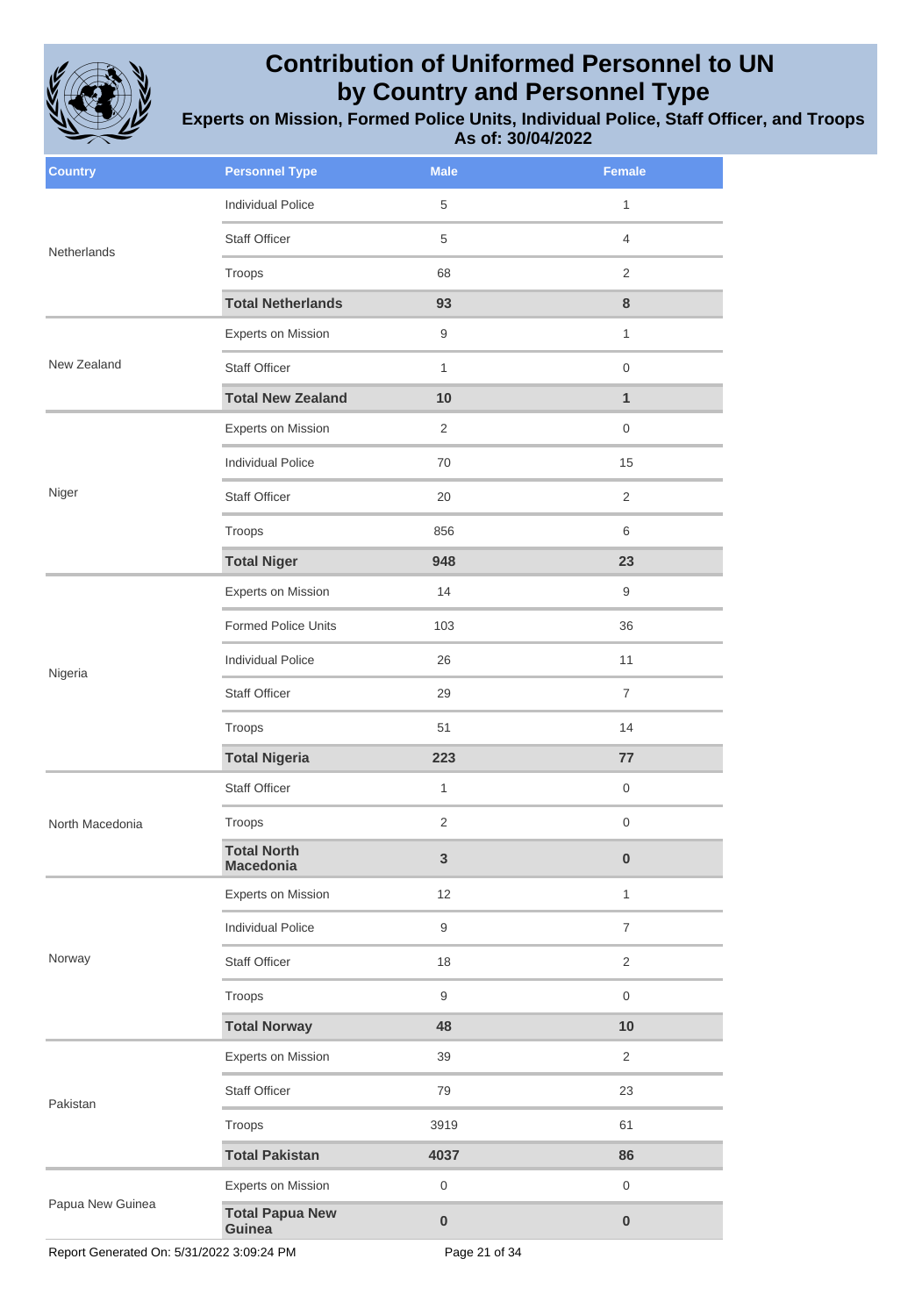# Contribution of Uniformed Personnel to UN by Country and Personnel Type

**Experts on Mission, Formed Police Units, Individual Police, Staff Officer, and Troops**
**As of: 30/04/2022**

| Country | Personnel Type | Male | Female |
|---|---|---|---|
| Netherlands | Individual Police | 5 | 1 |
| | Staff Officer | 5 | 4 |
| | Troops | 68 | 2 |
| | **Total Netherlands** | **93** | **8** |
| New Zealand | Experts on Mission | 9 | 1 |
| | Staff Officer | 1 | 0 |
| | **Total New Zealand** | **10** | **1** |
| Niger | Experts on Mission | 2 | 0 |
| | Individual Police | 70 | 15 |
| | Staff Officer | 20 | 2 |
| | Troops | 856 | 6 |
| | **Total Niger** | **948** | **23** |
| Nigeria | Experts on Mission | 14 | 9 |
| | Formed Police Units | 103 | 36 |
| | Individual Police | 26 | 11 |
| | Staff Officer | 29 | 7 |
| | Troops | 51 | 14 |
| | **Total Nigeria** | **223** | **77** |
| North Macedonia | Staff Officer | 1 | 0 |
| | Troops | 2 | 0 |
| | **Total North Macedonia** | **3** | **0** |
| Norway | Experts on Mission | 12 | 1 |
| | Individual Police | 9 | 7 |
| | Staff Officer | 18 | 2 |
| | Troops | 9 | 0 |
| | **Total Norway** | **48** | **10** |
| Pakistan | Experts on Mission | 39 | 2 |
| | Staff Officer | 79 | 23 |
| | Troops | 3919 | 61 |
| | **Total Pakistan** | **4037** | **86** |
| Papua New Guinea | Experts on Mission | 0 | 0 |
| | **Total Papua New Guinea** | **0** | **0** |

Report Generated On: 5/31/2022 3:09:24 PM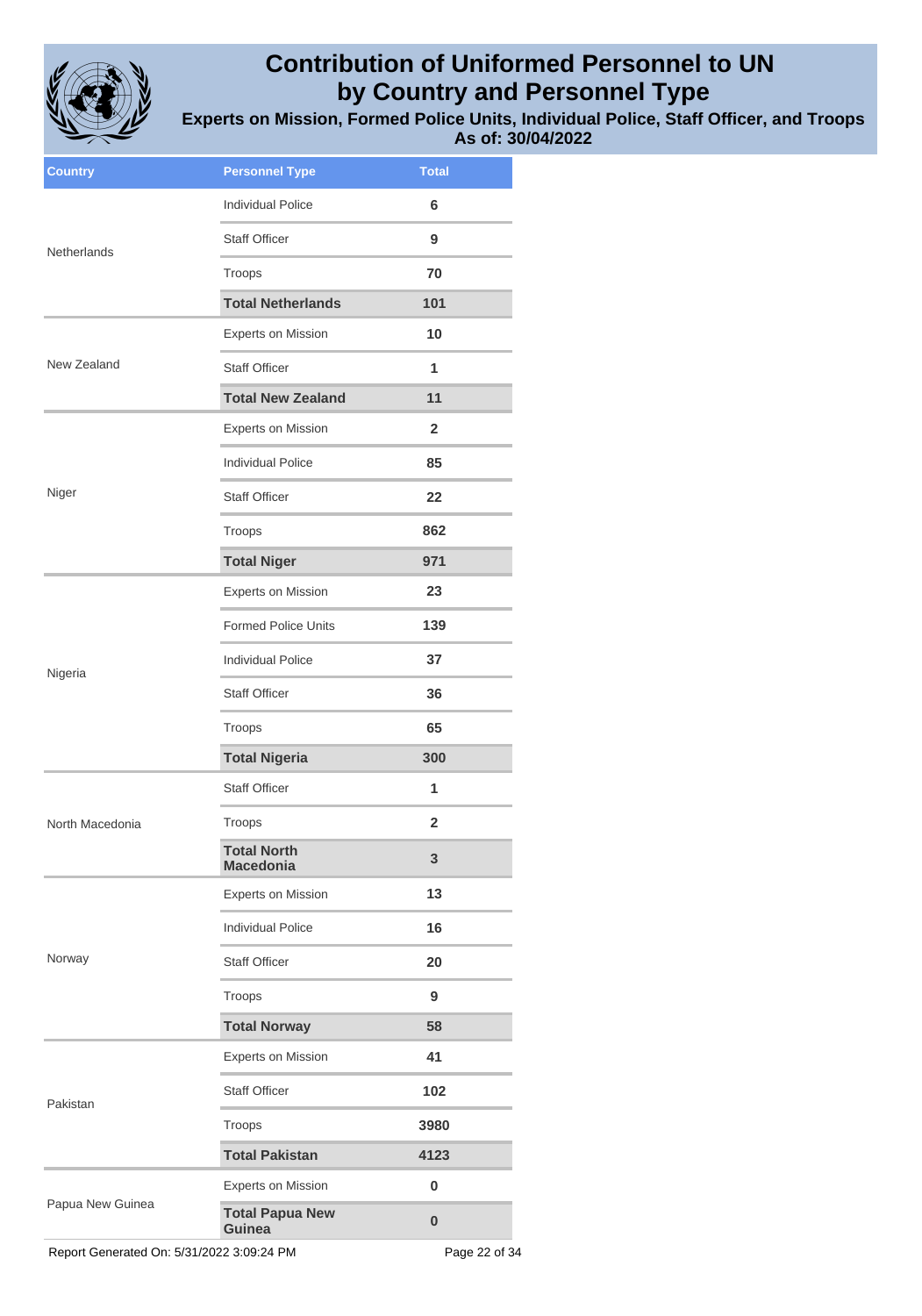# Contribution of Uniformed Personnel to UN by Country and Personnel Type

**Experts on Mission, Formed Police Units, Individual Police, Staff Officer, and Troops**
**As of: 30/04/2022**

| Country | Personnel Type | Total |
|---|---|---|
| Netherlands | Individual Police | 6 |
| | Staff Officer | 9 |
| | Troops | 70 |
| | **Total Netherlands** | **101** |
| New Zealand | Experts on Mission | 10 |
| | Staff Officer | 1 |
| | **Total New Zealand** | **11** |
| Niger | Experts on Mission | 2 |
| | Individual Police | 85 |
| | Staff Officer | 22 |
| | Troops | 862 |
| | **Total Niger** | **971** |
| Nigeria | Experts on Mission | 23 |
| | Formed Police Units | 139 |
| | Individual Police | 37 |
| | Staff Officer | 36 |
| | Troops | 65 |
| | **Total Nigeria** | **300** |
| North Macedonia | Staff Officer | 1 |
| | Troops | 2 |
| | **Total North Macedonia** | **3** |
| Norway | Experts on Mission | 13 |
| | Individual Police | 16 |
| | Staff Officer | 20 |
| | Troops | 9 |
| | **Total Norway** | **58** |
| Pakistan | Experts on Mission | 41 |
| | Staff Officer | 102 |
| | Troops | 3980 |
| | **Total Pakistan** | **4123** |
| Papua New Guinea | Experts on Mission | 0 |
| | **Total Papua New Guinea** | **0** |

Report Generated On: 5/31/2022 3:09:24 PM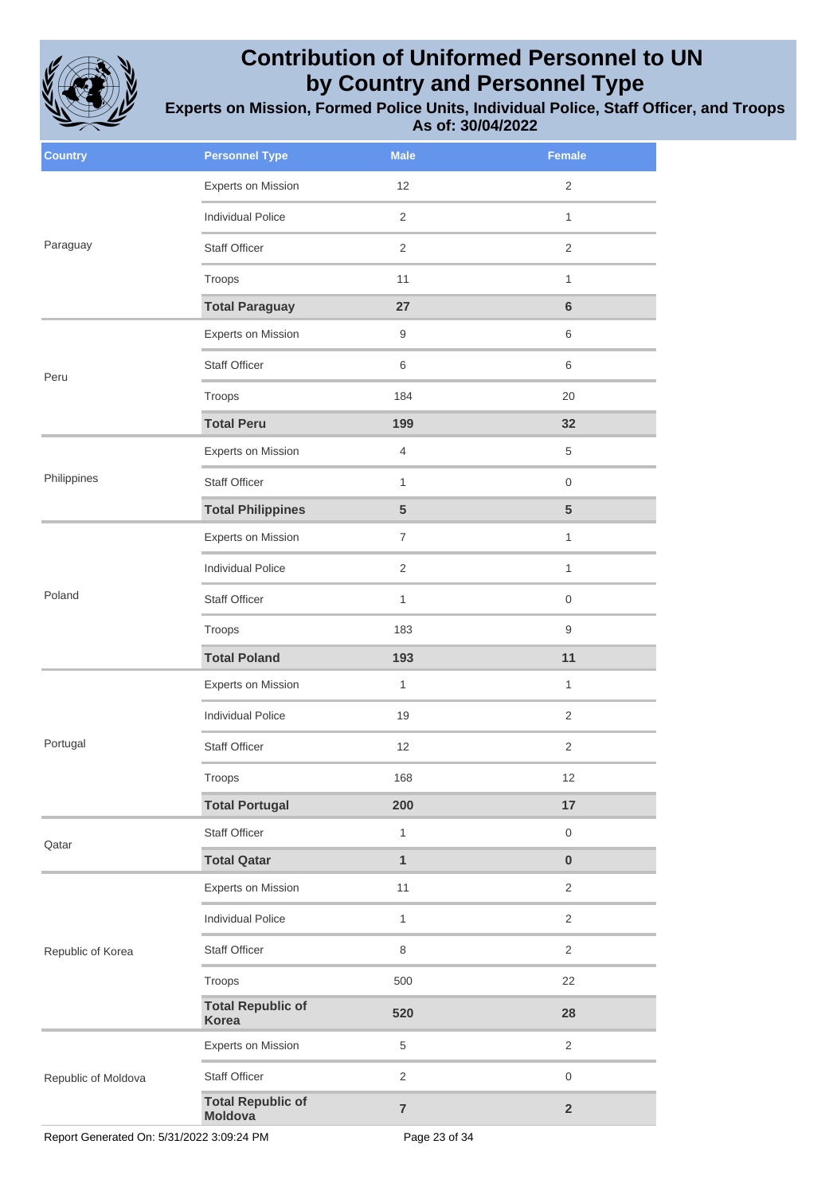# Contribution of Uniformed Personnel to UN by Country and Personnel Type

**Experts on Mission, Formed Police Units, Individual Police, Staff Officer, and Troops**
**As of: 30/04/2022**

| Country | Personnel Type | Male | Female |
|---|---|---|---|
| Paraguay | Experts on Mission | 12 | 2 |
| | Individual Police | 2 | 1 |
| | Staff Officer | 2 | 2 |
| | Troops | 11 | 1 |
| | **Total Paraguay** | **27** | **6** |
| Peru | Experts on Mission | 9 | 6 |
| | Staff Officer | 6 | 6 |
| | Troops | 184 | 20 |
| | **Total Peru** | **199** | **32** |
| Philippines | Experts on Mission | 4 | 5 |
| | Staff Officer | 1 | 0 |
| | **Total Philippines** | **5** | **5** |
| Poland | Experts on Mission | 7 | 1 |
| | Individual Police | 2 | 1 |
| | Staff Officer | 1 | 0 |
| | Troops | 183 | 9 |
| | **Total Poland** | **193** | **11** |
| Portugal | Experts on Mission | 1 | 1 |
| | Individual Police | 19 | 2 |
| | Staff Officer | 12 | 2 |
| | Troops | 168 | 12 |
| | **Total Portugal** | **200** | **17** |
| Qatar | Staff Officer | 1 | 0 |
| | **Total Qatar** | **1** | **0** |
| Republic of Korea | Experts on Mission | 11 | 2 |
| | Individual Police | 1 | 2 |
| | Staff Officer | 8 | 2 |
| | Troops | 500 | 22 |
| | **Total Republic of Korea** | **520** | **28** |
| Republic of Moldova | Experts on Mission | 5 | 2 |
| | Staff Officer | 2 | 0 |
| | **Total Republic of Moldova** | **7** | **2** |

Report Generated On: 5/31/2022 3:09:24 PM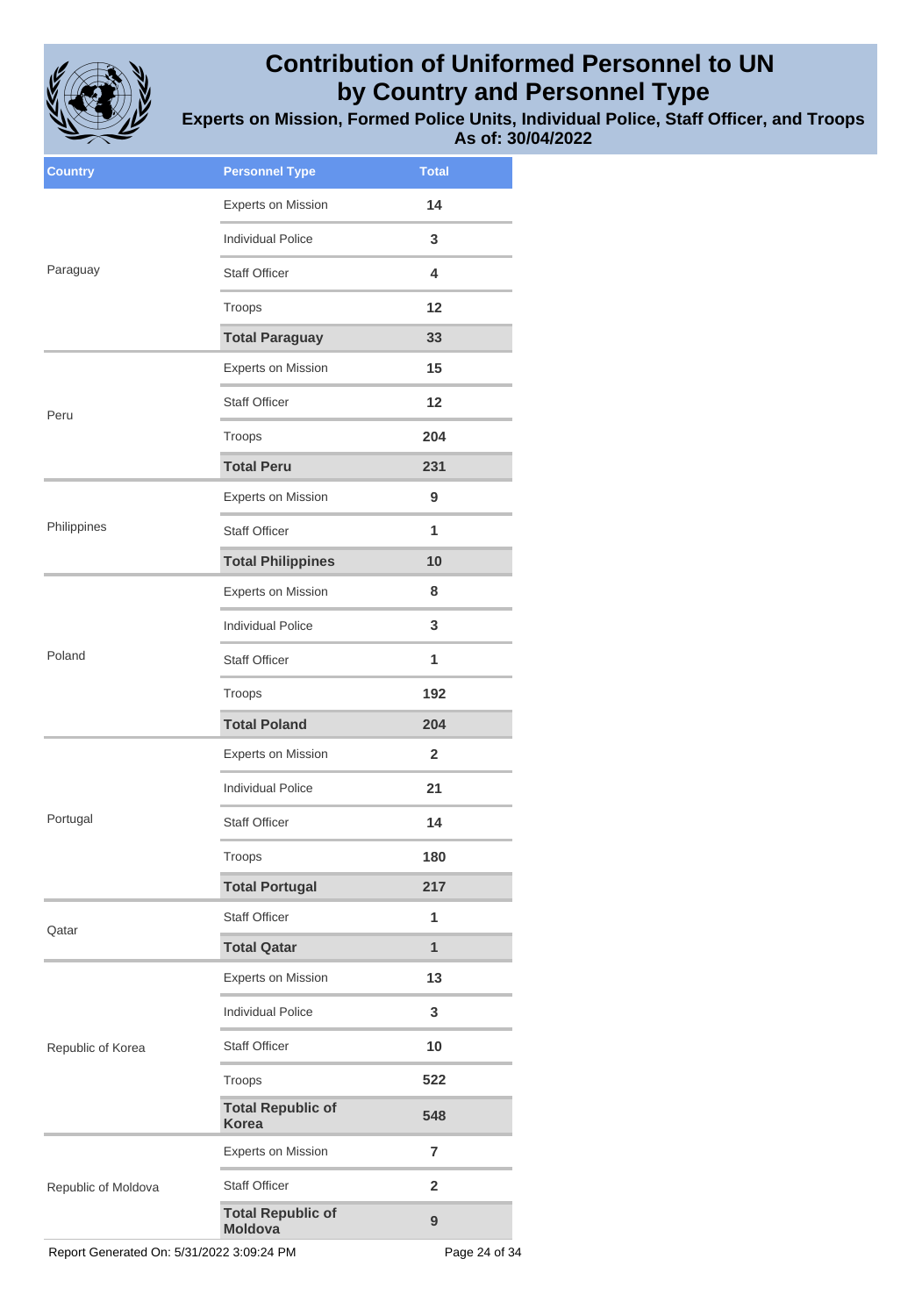# Contribution of Uniformed Personnel to UN by Country and Personnel Type

## Experts on Mission, Formed Police Units, Individual Police, Staff Officer, and Troops

### As of: 30/04/2022

| Country | Personnel Type | Total |
|---|---|---|
| Paraguay | Experts on Mission | 14 |
| | Individual Police | 3 |
| | Staff Officer | 4 |
| | Troops | 12 |
| | **Total Paraguay** | **33** |
| Peru | Experts on Mission | 15 |
| | Staff Officer | 12 |
| | Troops | 204 |
| | **Total Peru** | **231** |
| Philippines | Experts on Mission | 9 |
| | Staff Officer | 1 |
| | **Total Philippines** | **10** |
| Poland | Experts on Mission | 8 |
| | Individual Police | 3 |
| | Staff Officer | 1 |
| | Troops | 192 |
| | **Total Poland** | **204** |
| Portugal | Experts on Mission | 2 |
| | Individual Police | 21 |
| | Staff Officer | 14 |
| | Troops | 180 |
| | **Total Portugal** | **217** |
| Qatar | Staff Officer | 1 |
| | **Total Qatar** | **1** |
| Republic of Korea | Experts on Mission | 13 |
| | Individual Police | 3 |
| | Staff Officer | 10 |
| | Troops | 522 |
| | **Total Republic of Korea** | **548** |
| Republic of Moldova | Experts on Mission | 7 |
| | Staff Officer | 2 |
| | **Total Republic of Moldova** | **9** |

Report Generated On: 5/31/2022 3:09:24 PM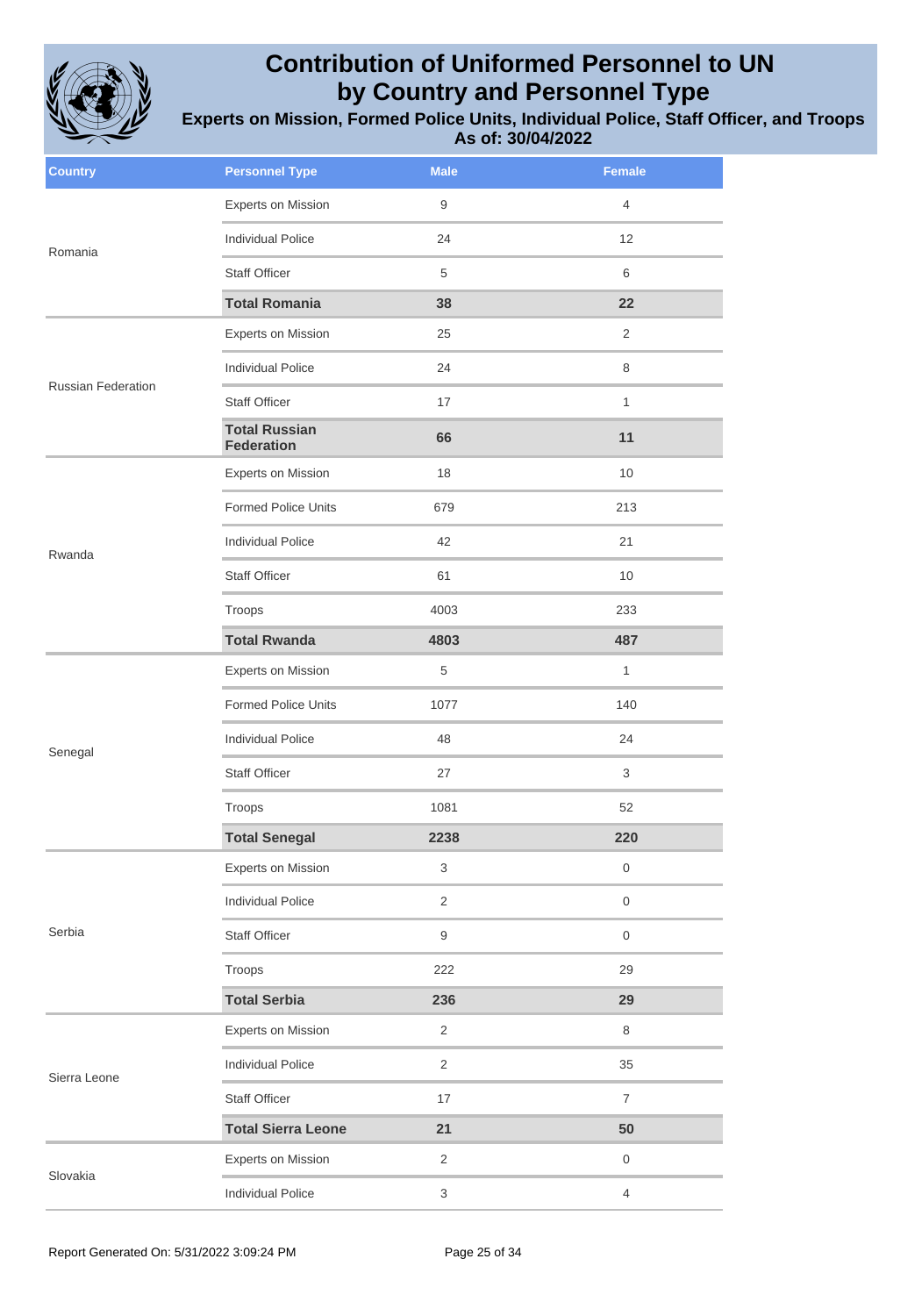# Contribution of Uniformed Personnel to UN by Country and Personnel Type

## Experients on Mission, Formed Police Units, Individual Police, Staff Officer, and Troops

### As of: 30/04/2022

| Country | Personnel Type | Male | Female |
|---|---|---|---|
| Romania | Experts on Mission | 9 | 4 |
| | Individual Police | 24 | 12 |
| | Staff Officer | 5 | 6 |
| | **Total Romania** | **38** | **22** |
| Russian Federation | Experts on Mission | 25 | 2 |
| | Individual Police | 24 | 8 |
| | Staff Officer | 17 | 1 |
| | **Total Russian Federation** | **66** | **11** |
| Rwanda | Experts on Mission | 18 | 10 |
| | Formed Police Units | 679 | 213 |
| | Individual Police | 42 | 21 |
| | Staff Officer | 61 | 10 |
| | Troops | 4003 | 233 |
| | **Total Rwanda** | **4803** | **487** |
| Senegal | Experts on Mission | 5 | 1 |
| | Formed Police Units | 1077 | 140 |
| | Individual Police | 48 | 24 |
| | Staff Officer | 27 | 3 |
| | Troops | 1081 | 52 |
| | **Total Senegal** | **2238** | **220** |
| Serbia | Experts on Mission | 3 | 0 |
| | Individual Police | 2 | 0 |
| | Staff Officer | 9 | 0 |
| | Troops | 222 | 29 |
| | **Total Serbia** | **236** | **29** |
| Sierra Leone | Experts on Mission | 2 | 8 |
| | Individual Police | 2 | 35 |
| | Staff Officer | 17 | 7 |
| | **Total Sierra Leone** | **21** | **50** |
| Slovakia | Experts on Mission | 2 | 0 |
| | Individual Police | 3 | 4 |

Report Generated On: 5/31/2022 3:09:24 PM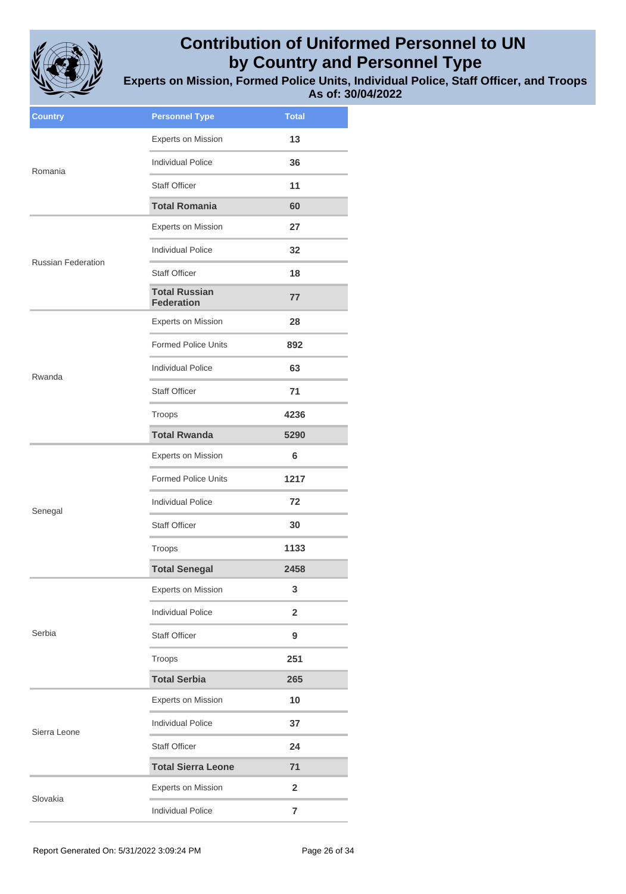# Contribution of Uniformed Personnel to UN by Country and Personnel Type

## Experts on Mission, Formed Police Units, Individual Police, Staff Officer, and Troops

### As of: 30/04/2022

| Country | Personnel Type | Total |
|---|---|---|
| Romania | Experts on Mission | 13 |
| | Individual Police | 36 |
| | Staff Officer | 11 |
| | **Total Romania** | **60** |
| Russian Federation | Experts on Mission | 27 |
| | Individual Police | 32 |
| | Staff Officer | 18 |
| | **Total Russian Federation** | **77** |
| Rwanda | Experts on Mission | 28 |
| | Formed Police Units | 892 |
| | Individual Police | 63 |
| | Staff Officer | 71 |
| | Troops | 4236 |
| | **Total Rwanda** | **5290** |
| Senegal | Experts on Mission | 6 |
| | Formed Police Units | 1217 |
| | Individual Police | 72 |
| | Staff Officer | 30 |
| | Troops | 1133 |
| | **Total Senegal** | **2458** |
| Serbia | Experts on Mission | 3 |
| | Individual Police | 2 |
| | Staff Officer | 9 |
| | Troops | 251 |
| | **Total Serbia** | **265** |
| Sierra Leone | Experts on Mission | 10 |
| | Individual Police | 37 |
| | Staff Officer | 24 |
| | **Total Sierra Leone** | **71** |
| Slovakia | Experts on Mission | 2 |
| | Individual Police | 7 |

Report Generated On: 5/31/2022 3:09:24 PM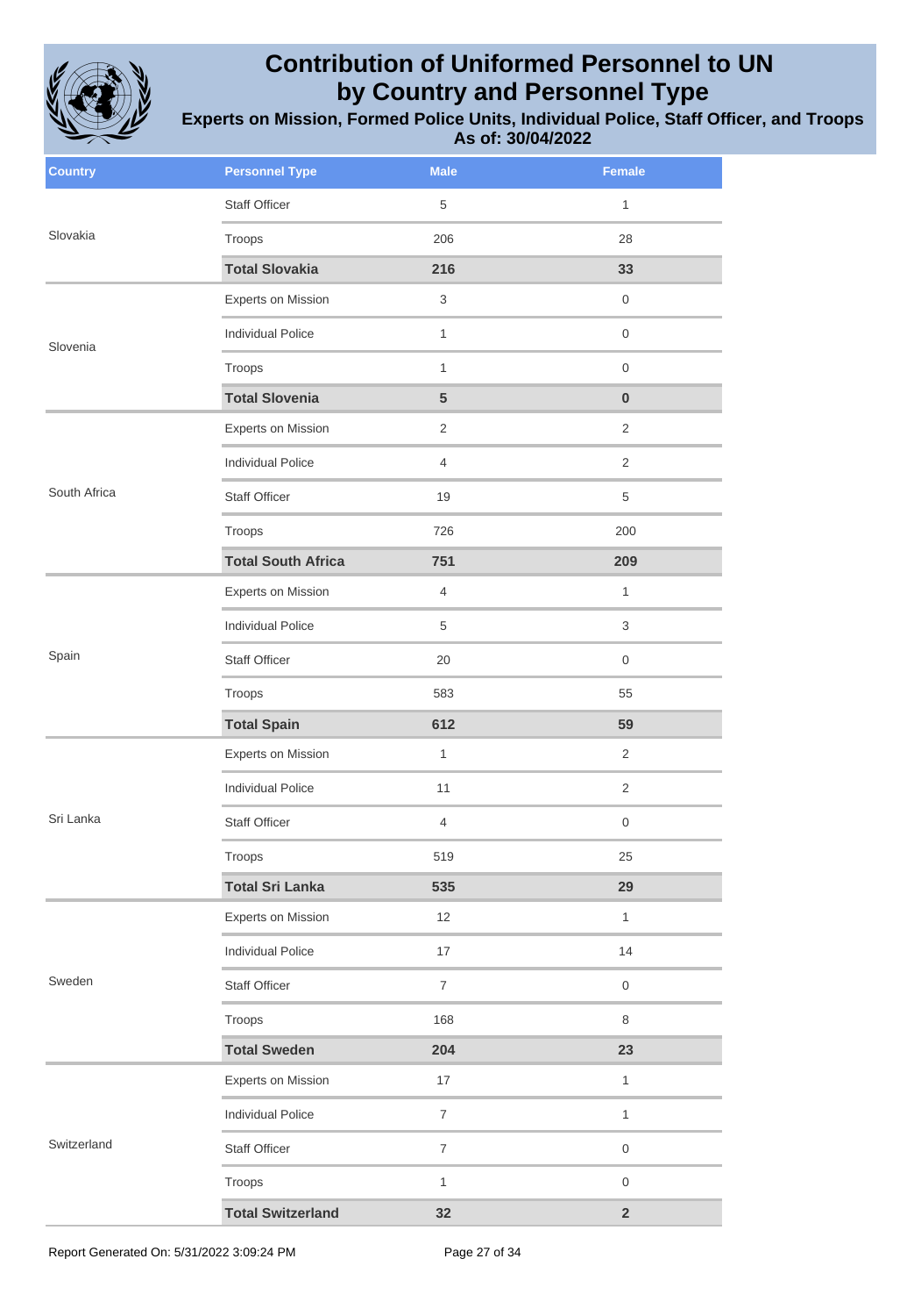# Contribution of Uniformed Personnel to UN by Country and Personnel Type

## Experts on Mission, Formed Police Units, Individual Police, Staff Officer, and Troops

### As of: 30/04/2022

| Country | Personnel Type | Male | Female |
|---|---|---|---|
| Slovakia | Staff Officer | 5 | 1 |
| | Troops | 206 | 28 |
| | **Total Slovakia** | **216** | **33** |
| Slovenia | Experts on Mission | 3 | 0 |
| | Individual Police | 1 | 0 |
| | Troops | 1 | 0 |
| | **Total Slovenia** | **5** | **0** |
| South Africa | Experts on Mission | 2 | 2 |
| | Individual Police | 4 | 2 |
| | Staff Officer | 19 | 5 |
| | Troops | 726 | 200 |
| | **Total South Africa** | **751** | **209** |
| Spain | Experts on Mission | 4 | 1 |
| | Individual Police | 5 | 3 |
| | Staff Officer | 20 | 0 |
| | Troops | 583 | 55 |
| | **Total Spain** | **612** | **59** |
| Sri Lanka | Experts on Mission | 1 | 2 |
| | Individual Police | 11 | 2 |
| | Staff Officer | 4 | 0 |
| | Troops | 519 | 25 |
| | **Total Sri Lanka** | **535** | **29** |
| Sweden | Experts on Mission | 12 | 1 |
| | Individual Police | 17 | 14 |
| | Staff Officer | 7 | 0 |
| | Troops | 168 | 8 |
| | **Total Sweden** | **204** | **23** |
| Switzerland | Experts on Mission | 17 | 1 |
| | Individual Police | 7 | 1 |
| | Staff Officer | 7 | 0 |
| | Troops | 1 | 0 |
| | **Total Switzerland** | **32** | **2** |

Report Generated On: 5/31/2022 3:09:24 PM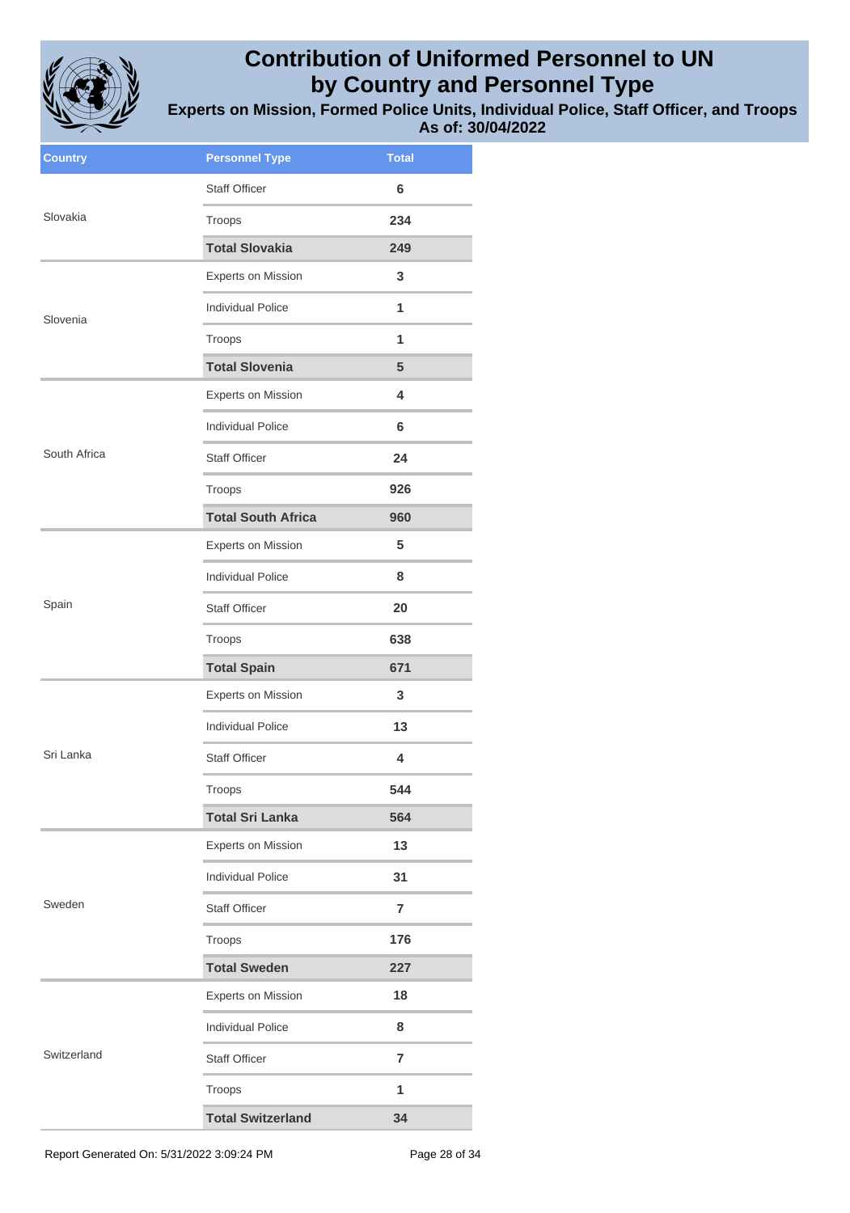# Contribution of Uniformed Personnel to UN by Country and Personnel Type

**Experts on Mission, Formed Police Units, Individual Police, Staff Officer, and Troops**
**As of: 30/04/2022**

| Country | Personnel Type | Total |
|---|---|---|
| Slovakia | Staff Officer | 6 |
| | Troops | 234 |
| | **Total Slovakia** | **249** |
| Slovenia | Experts on Mission | 3 |
| | Individual Police | 1 |
| | Troops | 1 |
| | **Total Slovenia** | **5** |
| South Africa | Experts on Mission | 4 |
| | Individual Police | 6 |
| | Staff Officer | 24 |
| | Troops | 926 |
| | **Total South Africa** | **960** |
| Spain | Experts on Mission | 5 |
| | Individual Police | 8 |
| | Staff Officer | 20 |
| | Troops | 638 |
| | **Total Spain** | **671** |
| Sri Lanka | Experts on Mission | 3 |
| | Individual Police | 13 |
| | Staff Officer | 4 |
| | Troops | 544 |
| | **Total Sri Lanka** | **564** |
| Sweden | Experts on Mission | 13 |
| | Individual Police | 31 |
| | Staff Officer | 7 |
| | Troops | 176 |
| | **Total Sweden** | **227** |
| Switzerland | Experts on Mission | 18 |
| | Individual Police | 8 |
| | Staff Officer | 7 |
| | Troops | 1 |
| | **Total Switzerland** | **34** |

Report Generated On: 5/31/2022 3:09:24 PM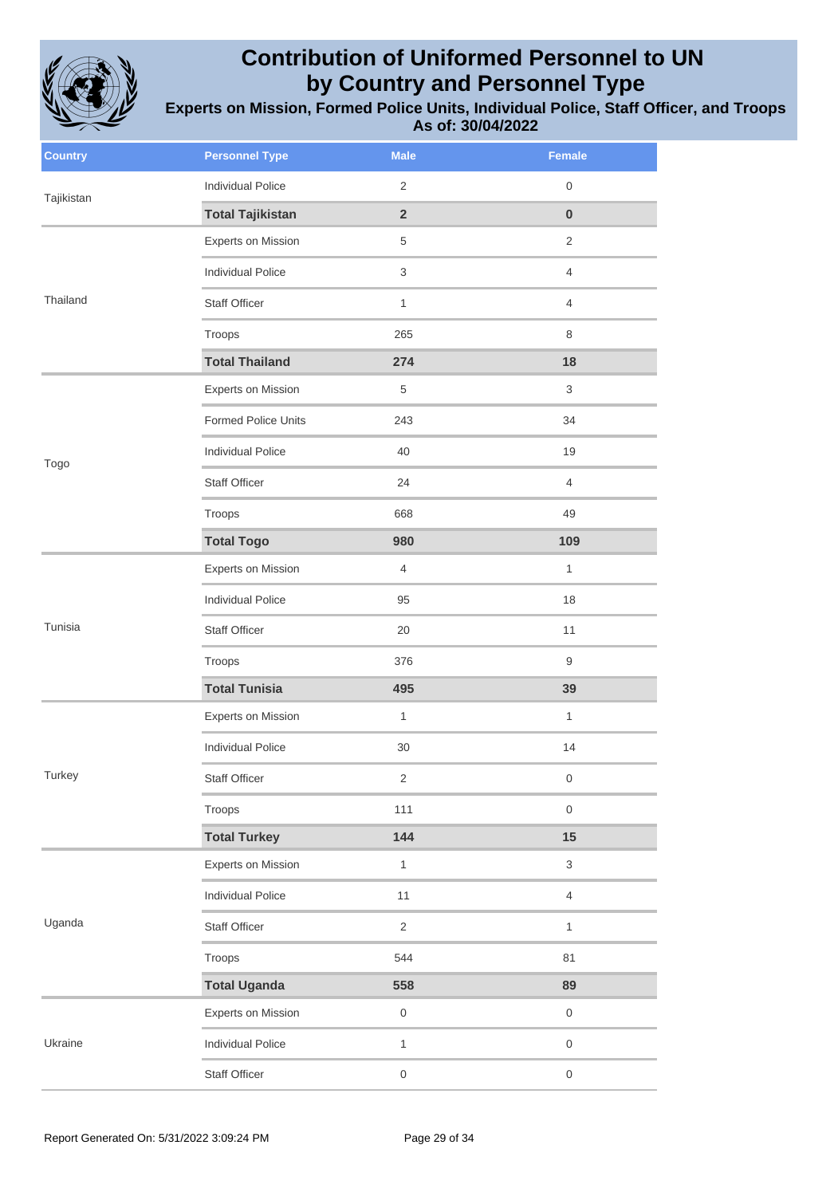# Contribution of Uniformed Personnel to UN by Country and Personnel Type

## Experts on Mission, Formed Police Units, Individual Police, Staff Officer, and Troops

### As of: 30/04/2022

| Country | Personnel Type | Male | Female |
|---|---|---|---|
| Tajikistan | Individual Police | 2 | 0 |
| | **Total Tajikistan** | **2** | **0** |
| Thailand | Experts on Mission | 5 | 2 |
| | Individual Police | 3 | 4 |
| | Staff Officer | 1 | 4 |
| | Troops | 265 | 8 |
| | **Total Thailand** | **274** | **18** |
| Togo | Experts on Mission | 5 | 3 |
| | Formed Police Units | 243 | 34 |
| | Individual Police | 40 | 19 |
| | Staff Officer | 24 | 4 |
| | Troops | 668 | 49 |
| | **Total Togo** | **980** | **109** |
| Tunisia | Experts on Mission | 4 | 1 |
| | Individual Police | 95 | 18 |
| | Staff Officer | 20 | 11 |
| | Troops | 376 | 9 |
| | **Total Tunisia** | **495** | **39** |
| Turkey | Experts on Mission | 1 | 1 |
| | Individual Police | 30 | 14 |
| | Staff Officer | 2 | 0 |
| | Troops | 111 | 0 |
| | **Total Turkey** | **144** | **15** |
| Uganda | Experts on Mission | 1 | 3 |
| | Individual Police | 11 | 4 |
| | Staff Officer | 2 | 1 |
| | Troops | 544 | 81 |
| | **Total Uganda** | **558** | **89** |
| Ukraine | Experts on Mission | 0 | 0 |
| | Individual Police | 1 | 0 |
| | Staff Officer | 0 | 0 |

Report Generated On: 5/31/2022 3:09:24 PM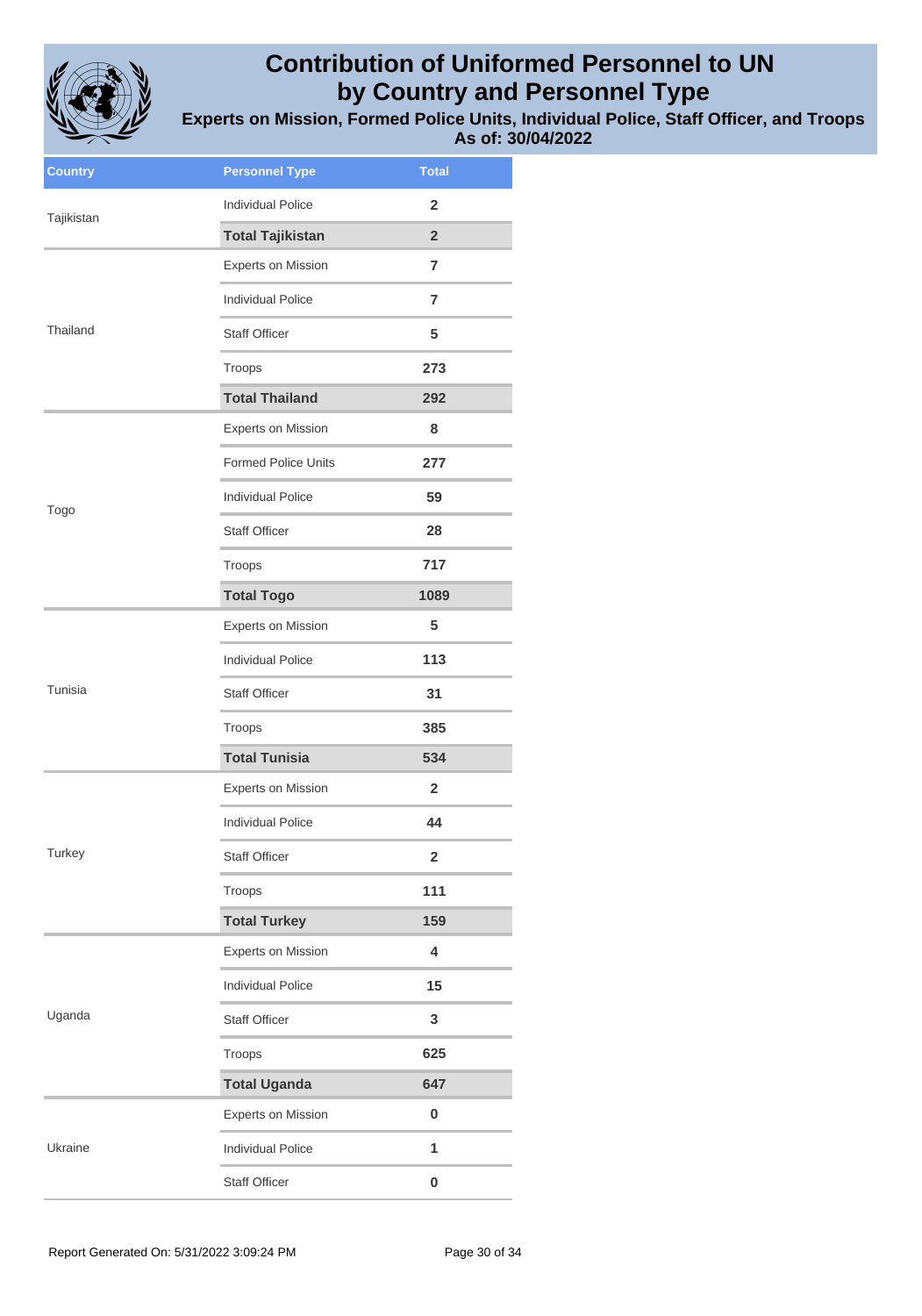# Contribution of Uniformed Personnel to UN by Country and Personnel Type

## Experts on Mission, Formed Police Units, Individual Police, Staff Officer, and Troops

### As of: 30/04/2022

| Country | Personnel Type | Total |
|---|---|---|
| Tajikistan | Individual Police | 2 |
| | **Total Tajikistan** | **2** |
| Thailand | Experts on Mission | 7 |
| | Individual Police | 7 |
| | Staff Officer | 5 |
| | Troops | 273 |
| | **Total Thailand** | **292** |
| Togo | Experts on Mission | 8 |
| | Formed Police Units | 277 |
| | Individual Police | 59 |
| | Staff Officer | 28 |
| | Troops | 717 |
| | **Total Togo** | **1089** |
| Tunisia | Experts on Mission | 5 |
| | Individual Police | 113 |
| | Staff Officer | 31 |
| | Troops | 385 |
| | **Total Tunisia** | **534** |
| Turkey | Experts on Mission | 2 |
| | Individual Police | 44 |
| | Staff Officer | 2 |
| | Troops | 111 |
| | **Total Turkey** | **159** |
| Uganda | Experts on Mission | 4 |
| | Individual Police | 15 |
| | Staff Officer | 3 |
| | Troops | 625 |
| | **Total Uganda** | **647** |
| Ukraine | Experts on Mission | 0 |
| | Individual Police | 1 |
| | Staff Officer | 0 |

Report Generated On: 5/31/2022 3:09:24 PM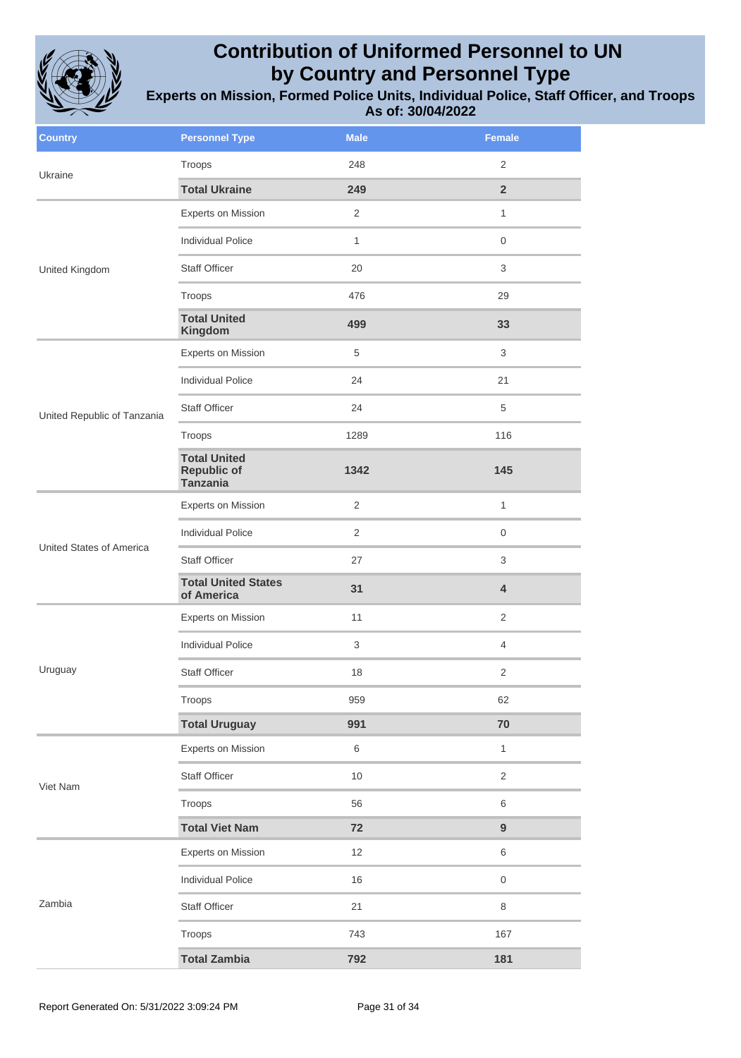# Contribution of Uniformed Personnel to UN by Country and Personnel Type

**Experts on Mission, Formed Police Units, Individual Police, Staff Officer, and Troops**

**As of: 30/04/2022**

| Country | Personnel Type | Male | Female |
|---|---|---|---|
| Ukraine | Troops | 248 | 2 |
| | **Total Ukraine** | **249** | **2** |
| United Kingdom | Experts on Mission | 2 | 1 |
| | Individual Police | 1 | 0 |
| | Staff Officer | 20 | 3 |
| | Troops | 476 | 29 |
| | **Total United Kingdom** | **499** | **33** |
| United Republic of Tanzania | Experts on Mission | 5 | 3 |
| | Individual Police | 24 | 21 |
| | Staff Officer | 24 | 5 |
| | Troops | 1289 | 116 |
| | **Total United Republic of Tanzania** | **1342** | **145** |
| United States of America | Experts on Mission | 2 | 1 |
| | Individual Police | 2 | 0 |
| | Staff Officer | 27 | 3 |
| | **Total United States of America** | **31** | **4** |
| Uruguay | Experts on Mission | 11 | 2 |
| | Individual Police | 3 | 4 |
| | Staff Officer | 18 | 2 |
| | Troops | 959 | 62 |
| | **Total Uruguay** | **991** | **70** |
| Viet Nam | Experts on Mission | 6 | 1 |
| | Staff Officer | 10 | 2 |
| | Troops | 56 | 6 |
| | **Total Viet Nam** | **72** | **9** |
| Zambia | Experts on Mission | 12 | 6 |
| | Individual Police | 16 | 0 |
| | Staff Officer | 21 | 8 |
| | Troops | 743 | 167 |
| | **Total Zambia** | **792** | **181** |

Report Generated On: 5/31/2022 3:09:24 PM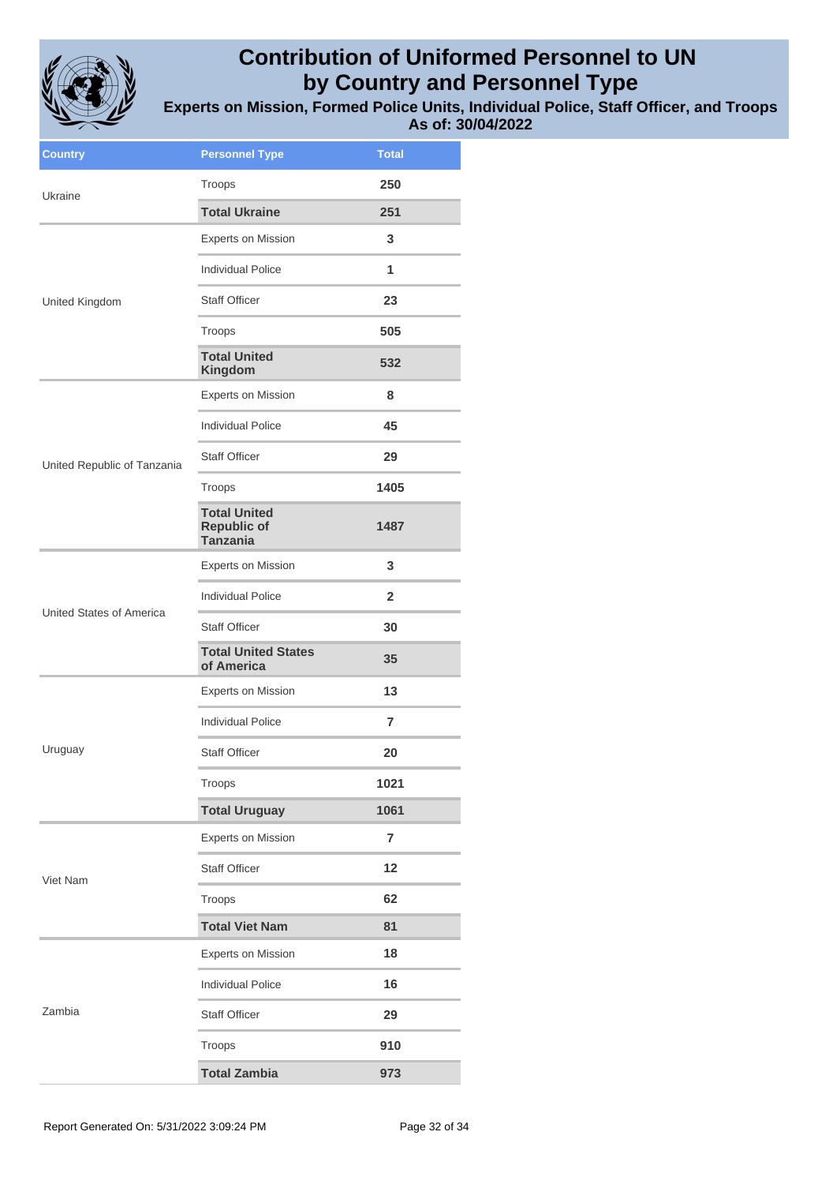# Contribution of Uniformed Personnel to UN by Country and Personnel Type

## Experts on Mission, Formed Police Units, Individual Police, Staff Officer, and Troops

### As of: 30/04/2022

| Country | Personnel Type | Total |
|---|---|---|
| Ukraine | Troops | 250 |
| | **Total Ukraine** | **251** |
| United Kingdom | Experts on Mission | 3 |
| | Individual Police | 1 |
| | Staff Officer | 23 |
| | Troops | 505 |
| | **Total United Kingdom** | **532** |
| United Republic of Tanzania | Experts on Mission | 8 |
| | Individual Police | 45 |
| | Staff Officer | 29 |
| | Troops | 1405 |
| | **Total United Republic of Tanzania** | **1487** |
| United States of America | Experts on Mission | 3 |
| | Individual Police | 2 |
| | Staff Officer | 30 |
| | **Total United States of America** | **35** |
| Uruguay | Experts on Mission | 13 |
| | Individual Police | 7 |
| | Staff Officer | 20 |
| | Troops | 1021 |
| | **Total Uruguay** | **1061** |
| Viet Nam | Experts on Mission | 7 |
| | Staff Officer | 12 |
| | Troops | 62 |
| | **Total Viet Nam** | **81** |
| Zambia | Experts on Mission | 18 |
| | Individual Police | 16 |
| | Staff Officer | 29 |
| | Troops | 910 |
| | **Total Zambia** | **973** |

Report Generated On: 5/31/2022 3:09:24 PM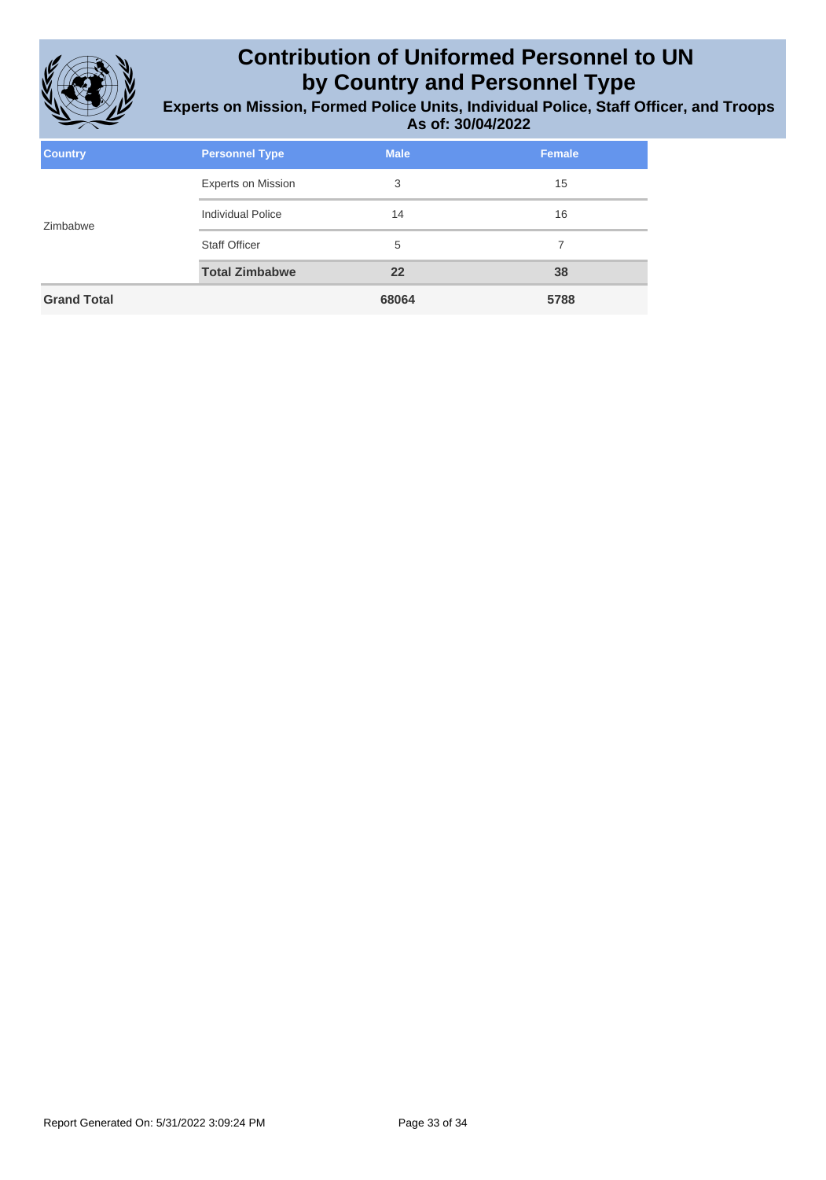# Contribution of Uniformed Personnel to UN by Country and Personnel Type

## Experts on Mission, Formed Police Units, Individual Police, Staff Officer, and Troops

**As of: 30/04/2022**

| Country | Personnel Type | Male | Female |
|---|---|---|---|
| Zimbabwe | Experts on Mission | 3 | 15 |
| | Individual Police | 14 | 16 |
| | Staff Officer | 5 | 7 |
| | **Total Zimbabwe** | **22** | **38** |
| **Grand Total** | | **68064** | **5788** |

Report Generated On: 5/31/2022 3:09:24 PM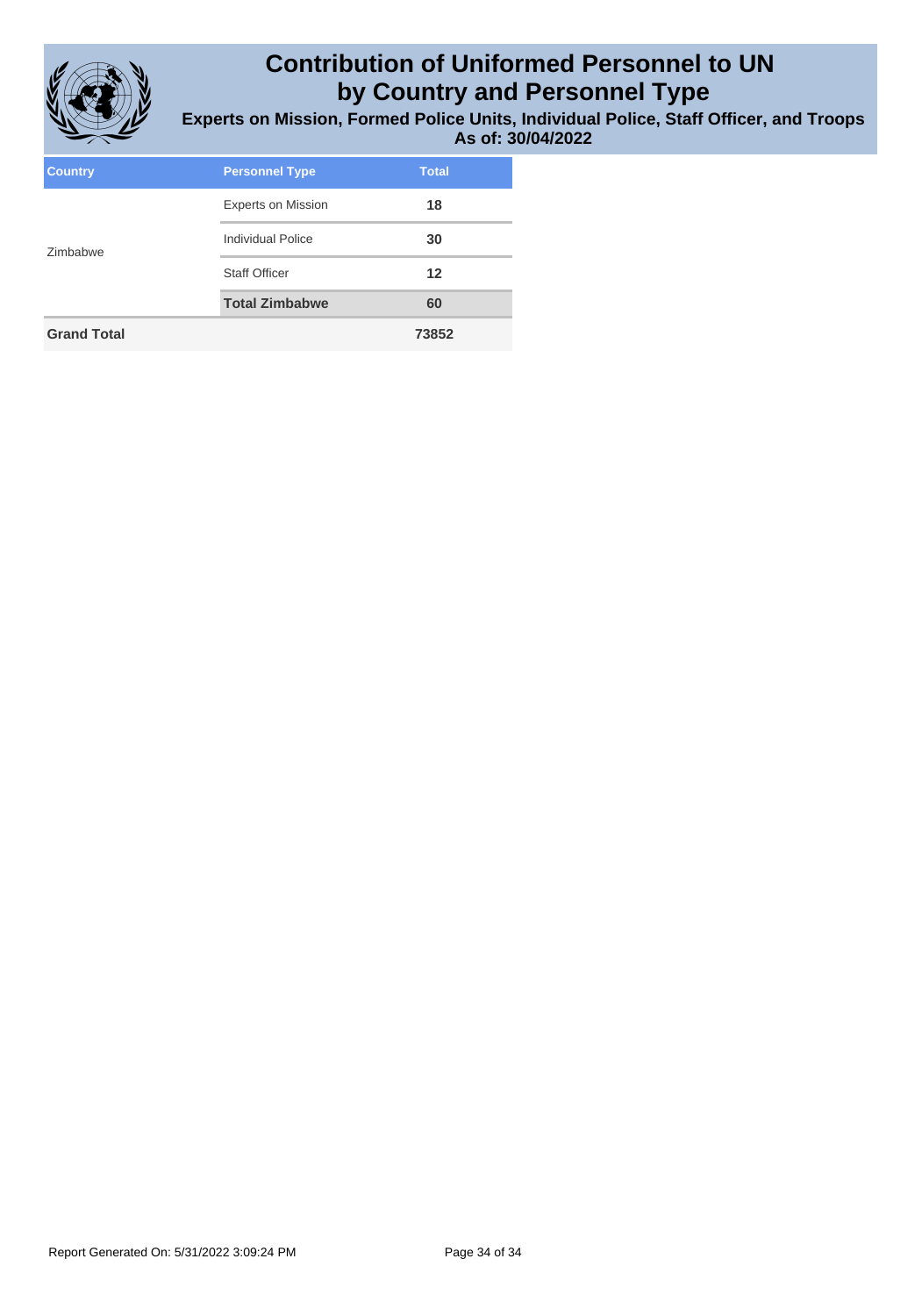# Contribution of Uniformed Personnel to UN by Country and Personnel Type

**Experts on Mission, Formed Police Units, Individual Police, Staff Officer, and Troops**

**As of: 30/04/2022**

| Country | Personnel Type | Total |
|---|---|---|
| Zimbabwe | Experts on Mission | 18 |
| | Individual Police | 30 |
| | Staff Officer | 12 |
| | **Total Zimbabwe** | **60** |
| **Grand Total** | | **73852** |

Report Generated On: 5/31/2022 3:09:24 PM